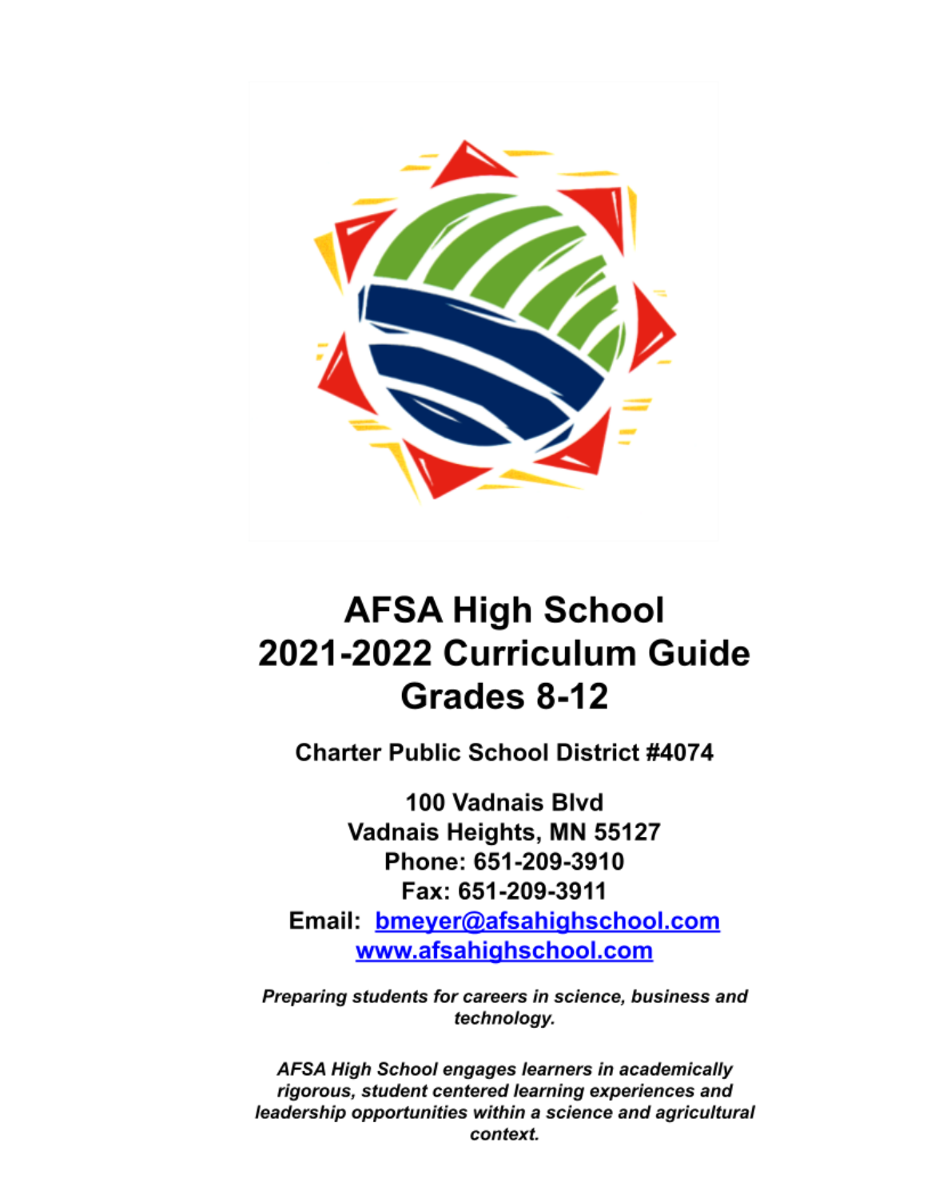# AFSA High School
# 2021-2022 Curriculum Guide
# Grades 8-12

**Charter Public School District #4074**

**100 Vadnais Blvd**
**Vadnais Heights, MN 55127**
**Phone: 651-209-3910**
**Fax: 651-209-3911**
**Email: bmeyer@afsahighschool.com**
**www.afsahighschool.com**

***Preparing students for careers in science, business and technology.***

***AFSA High School engages learners in academically rigorous, student centered learning experiences and leadership opportunities within a science and agricultural context.***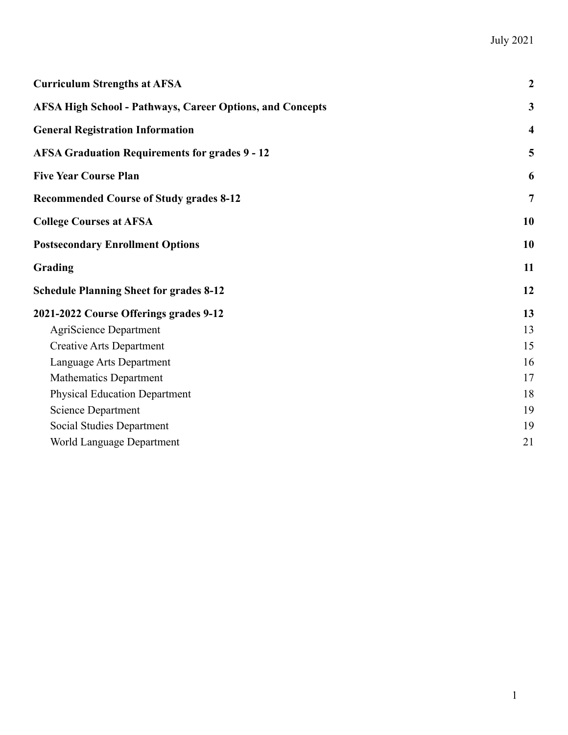July 2021

| | |
|---|---|
| **Curriculum Strengths at AFSA** | **2** |
| **AFSA High School - Pathways, Career Options, and Concepts** | **3** |
| **General Registration Information** | **4** |
| **AFSA Graduation Requirements for grades 9 - 12** | **5** |
| **Five Year Course Plan** | **6** |
| **Recommended Course of Study grades 8-12** | **7** |
| **College Courses at AFSA** | **10** |
| **Postsecondary Enrollment Options** | **10** |
| **Grading** | **11** |
| **Schedule Planning Sheet for grades 8-12** | **12** |
| **2021-2022 Course Offerings grades 9-12** | **13** |
| AgriScience Department | 13 |
| Creative Arts Department | 15 |
| Language Arts Department | 16 |
| Mathematics Department | 17 |
| Physical Education Department | 18 |
| Science Department | 19 |
| Social Studies Department | 19 |
| World Language Department | 21 |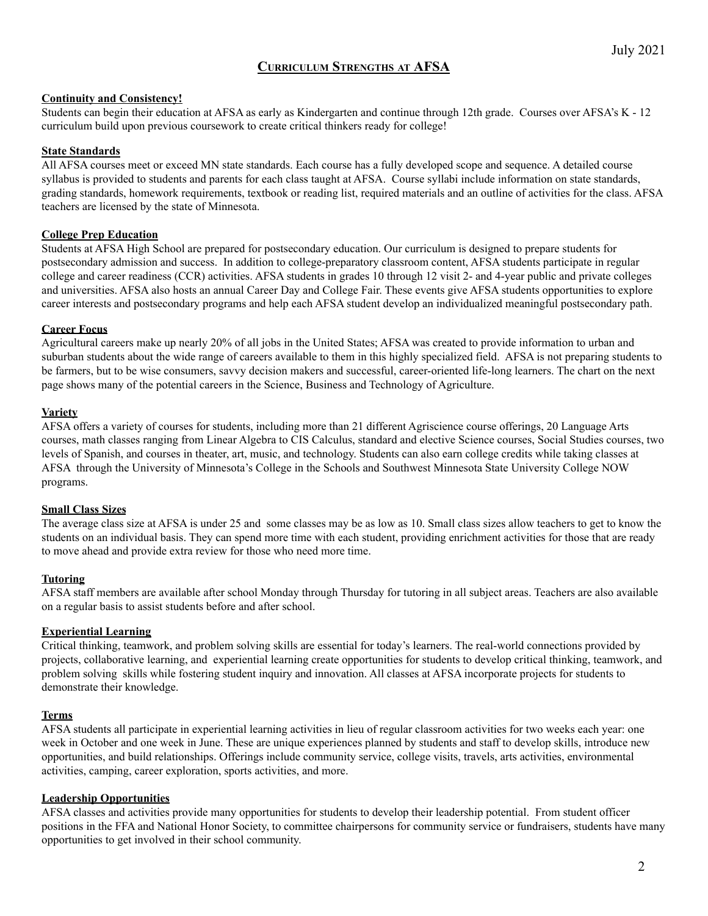July 2021

# Curriculum Strengths at AFSA

**Continuity and Consistency!**

Students can begin their education at AFSA as early as Kindergarten and continue through 12th grade. Courses over AFSA's K - 12 curriculum build upon previous coursework to create critical thinkers ready for college!

**State Standards**

All AFSA courses meet or exceed MN state standards. Each course has a fully developed scope and sequence. A detailed course syllabus is provided to students and parents for each class taught at AFSA. Course syllabi include information on state standards, grading standards, homework requirements, textbook or reading list, required materials and an outline of activities for the class. AFSA teachers are licensed by the state of Minnesota.

**College Prep Education**

Students at AFSA High School are prepared for postsecondary education. Our curriculum is designed to prepare students for postsecondary admission and success. In addition to college-preparatory classroom content, AFSA students participate in regular college and career readiness (CCR) activities. AFSA students in grades 10 through 12 visit 2- and 4-year public and private colleges and universities. AFSA also hosts an annual Career Day and College Fair. These events give AFSA students opportunities to explore career interests and postsecondary programs and help each AFSA student develop an individualized meaningful postsecondary path.

**Career Focus**

Agricultural careers make up nearly 20% of all jobs in the United States; AFSA was created to provide information to urban and suburban students about the wide range of careers available to them in this highly specialized field. AFSA is not preparing students to be farmers, but to be wise consumers, savvy decision makers and successful, career-oriented life-long learners. The chart on the next page shows many of the potential careers in the Science, Business and Technology of Agriculture.

**Variety**

AFSA offers a variety of courses for students, including more than 21 different Agriscience course offerings, 20 Language Arts courses, math classes ranging from Linear Algebra to CIS Calculus, standard and elective Science courses, Social Studies courses, two levels of Spanish, and courses in theater, art, music, and technology. Students can also earn college credits while taking classes at AFSA through the University of Minnesota's College in the Schools and Southwest Minnesota State University College NOW programs.

**Small Class Sizes**

The average class size at AFSA is under 25 and some classes may be as low as 10. Small class sizes allow teachers to get to know the students on an individual basis. They can spend more time with each student, providing enrichment activities for those that are ready to move ahead and provide extra review for those who need more time.

**Tutoring**

AFSA staff members are available after school Monday through Thursday for tutoring in all subject areas. Teachers are also available on a regular basis to assist students before and after school.

**Experiential Learning**

Critical thinking, teamwork, and problem solving skills are essential for today's learners. The real-world connections provided by projects, collaborative learning, and experiential learning create opportunities for students to develop critical thinking, teamwork, and problem solving skills while fostering student inquiry and innovation. All classes at AFSA incorporate projects for students to demonstrate their knowledge.

**Terms**

AFSA students all participate in experiential learning activities in lieu of regular classroom activities for two weeks each year: one week in October and one week in June. These are unique experiences planned by students and staff to develop skills, introduce new opportunities, and build relationships. Offerings include community service, college visits, travels, arts activities, environmental activities, camping, career exploration, sports activities, and more.

**Leadership Opportunities**

AFSA classes and activities provide many opportunities for students to develop their leadership potential. From student officer positions in the FFA and National Honor Society, to committee chairpersons for community service or fundraisers, students have many opportunities to get involved in their school community.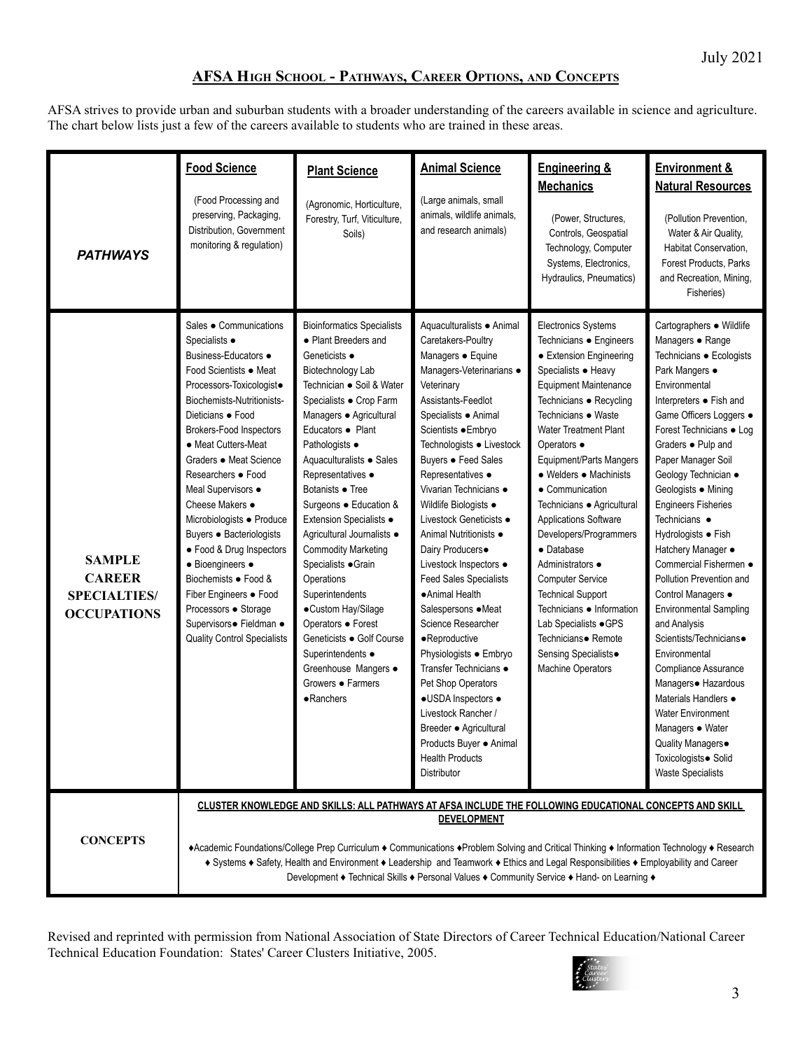July 2021

## AFSA High School - Pathways, Career Options, and Concepts

AFSA strives to provide urban and suburban students with a broader understanding of the careers available in science and agriculture. The chart below lists just a few of the careers available to students who are trained in these areas.

| ***PATHWAYS*** | **Food Science** (Food Processing and preserving, Packaging, Distribution, Government monitoring & regulation) | **Plant Science** (Agronomic, Horticulture, Forestry, Turf, Viticulture, Soils) | **Animal Science** (Large animals, small animals, wildlife animals, and research animals) | **Engineering & Mechanics** (Power, Structures, Controls, Geospatial Technology, Computer Systems, Electronics, Hydraulics, Pneumatics) | **Environment & Natural Resources** (Pollution Prevention, Water & Air Quality, Habitat Conservation, Forest Products, Parks and Recreation, Mining, Fisheries) |
|---|---|---|---|---|---|
| **SAMPLE CAREER SPECIALTIES/ OCCUPATIONS** | Sales ● Communications Specialists ● Business-Educators ● Food Scientists ● Meat Processors-Toxicologist● Biochemists-Nutritionists-Dieticians ● Food Brokers-Food Inspectors ● Meat Cutters-Meat Graders ● Meat Science Researchers ● Food Meal Supervisors ● Cheese Makers ● Microbiologists ● Produce Buyers ● Bacteriologists ● Food & Drug Inspectors ● Bioengineers ● Biochemists ● Food & Fiber Engineers ● Food Processors ● Storage Supervisors● Fieldman ● Quality Control Specialists | Bioinformatics Specialists ● Plant Breeders and Geneticists ● Biotechnology Lab Technician ● Soil & Water Specialists ● Crop Farm Managers ● Agricultural Educators ● Plant Pathologists ● Aquaculturalists ● Sales Representatives ● Botanists ● Tree Surgeons ● Education & Extension Specialists ● Agricultural Journalists ● Commodity Marketing Specialists ●Grain Operations Superintendents ●Custom Hay/Silage Operators ● Forest Geneticists ● Golf Course Superintendents ● Greenhouse Mangers ● Growers ● Farmers ●Ranchers | Aquaculturalists ● Animal Caretakers-Poultry Managers ● Equine Managers-Veterinarians ● Veterinary Assistants-Feedlot Specialists ● Animal Scientists ●Embryo Technologists ● Livestock Buyers ● Feed Sales Representatives ● Vivarian Technicians ● Wildlife Biologists ● Livestock Geneticists ● Animal Nutritionists ● Dairy Producers● Livestock Inspectors ● Feed Sales Specialists ●Animal Health Salespersons ●Meat Science Researcher ●Reproductive Physiologists ● Embryo Transfer Technicians ● Pet Shop Operators ●USDA Inspectors ● Livestock Rancher / Breeder ● Agricultural Products Buyer ● Animal Health Products Distributor | Electronics Systems Technicians ● Engineers ● Extension Engineering Specialists ● Heavy Equipment Maintenance Technicians ● Recycling Technicians ● Waste Water Treatment Plant Operators ● Equipment/Parts Mangers ● Welders ● Machinists ● Communication Technicians ● Agricultural Applications Software Developers/Programmers ● Database Administrators ● Computer Service Technical Support Technicians ● Information Lab Specialists ●GPS Technicians● Remote Sensing Specialists● Machine Operators | Cartographers ● Wildlife Managers ● Range Technicians ● Ecologists Park Mangers ● Environmental Interpreters ● Fish and Game Officers Loggers ● Forest Technicians ● Log Graders ● Pulp and Paper Manager Soil Geology Technician ● Geologists ● Mining Engineers Fisheries Technicians ● Hydrologists ● Fish Hatchery Manager ● Commercial Fishermen ● Pollution Prevention and Control Managers ● Environmental Sampling and Analysis Scientists/Technicians● Environmental Compliance Assurance Managers● Hazardous Materials Handlers ● Water Environment Managers ● Water Quality Managers● Toxicologists● Solid Waste Specialists |
| **CONCEPTS** | **CLUSTER KNOWLEDGE AND SKILLS: ALL PATHWAYS AT AFSA INCLUDE THE FOLLOWING EDUCATIONAL CONCEPTS AND SKILL DEVELOPMENT** ♦Academic Foundations/College Prep Curriculum ♦ Communications ♦Problem Solving and Critical Thinking ♦ Information Technology ♦ Research ♦ Systems ♦ Safety, Health and Environment ♦ Leadership and Teamwork ♦ Ethics and Legal Responsibilities ♦ Employability and Career Development ♦ Technical Skills ♦ Personal Values ♦ Community Service ♦ Hand- on Learning ♦ | | | | |

Revised and reprinted with permission from National Association of State Directors of Career Technical Education/National Career Technical Education Foundation: States' Career Clusters Initiative, 2005.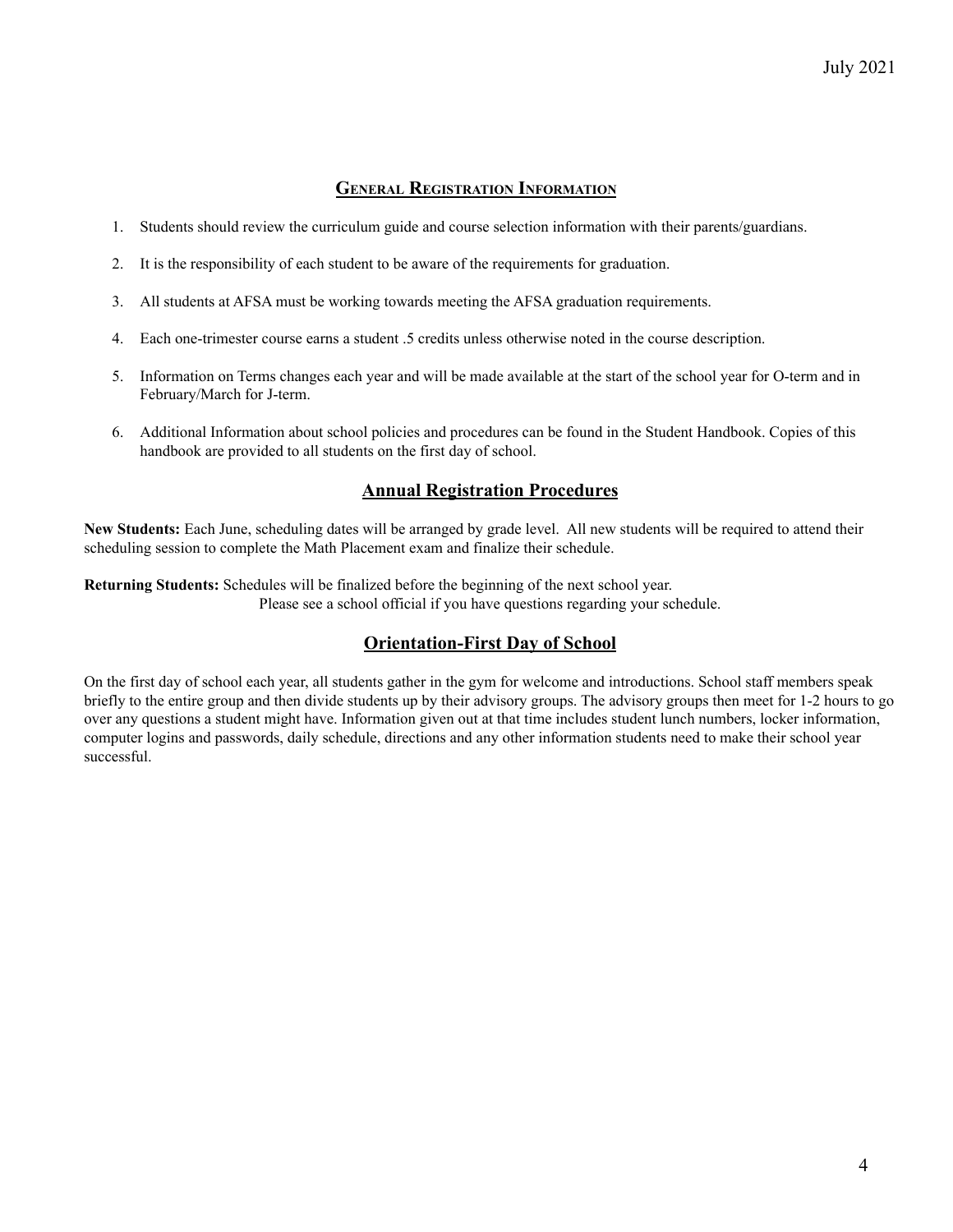## General Registration Information

1. Students should review the curriculum guide and course selection information with their parents/guardians.

2. It is the responsibility of each student to be aware of the requirements for graduation.

3. All students at AFSA must be working towards meeting the AFSA graduation requirements.

4. Each one-trimester course earns a student .5 credits unless otherwise noted in the course description.

5. Information on Terms changes each year and will be made available at the start of the school year for O-term and in February/March for J-term.

6. Additional Information about school policies and procedures can be found in the Student Handbook. Copies of this handbook are provided to all students on the first day of school.

## Annual Registration Procedures

**New Students:** Each June, scheduling dates will be arranged by grade level. All new students will be required to attend their scheduling session to complete the Math Placement exam and finalize their schedule.

**Returning Students:** Schedules will be finalized before the beginning of the next school year.

Please see a school official if you have questions regarding your schedule.

## Orientation-First Day of School

On the first day of school each year, all students gather in the gym for welcome and introductions. School staff members speak briefly to the entire group and then divide students up by their advisory groups. The advisory groups then meet for 1-2 hours to go over any questions a student might have. Information given out at that time includes student lunch numbers, locker information, computer logins and passwords, daily schedule, directions and any other information students need to make their school year successful.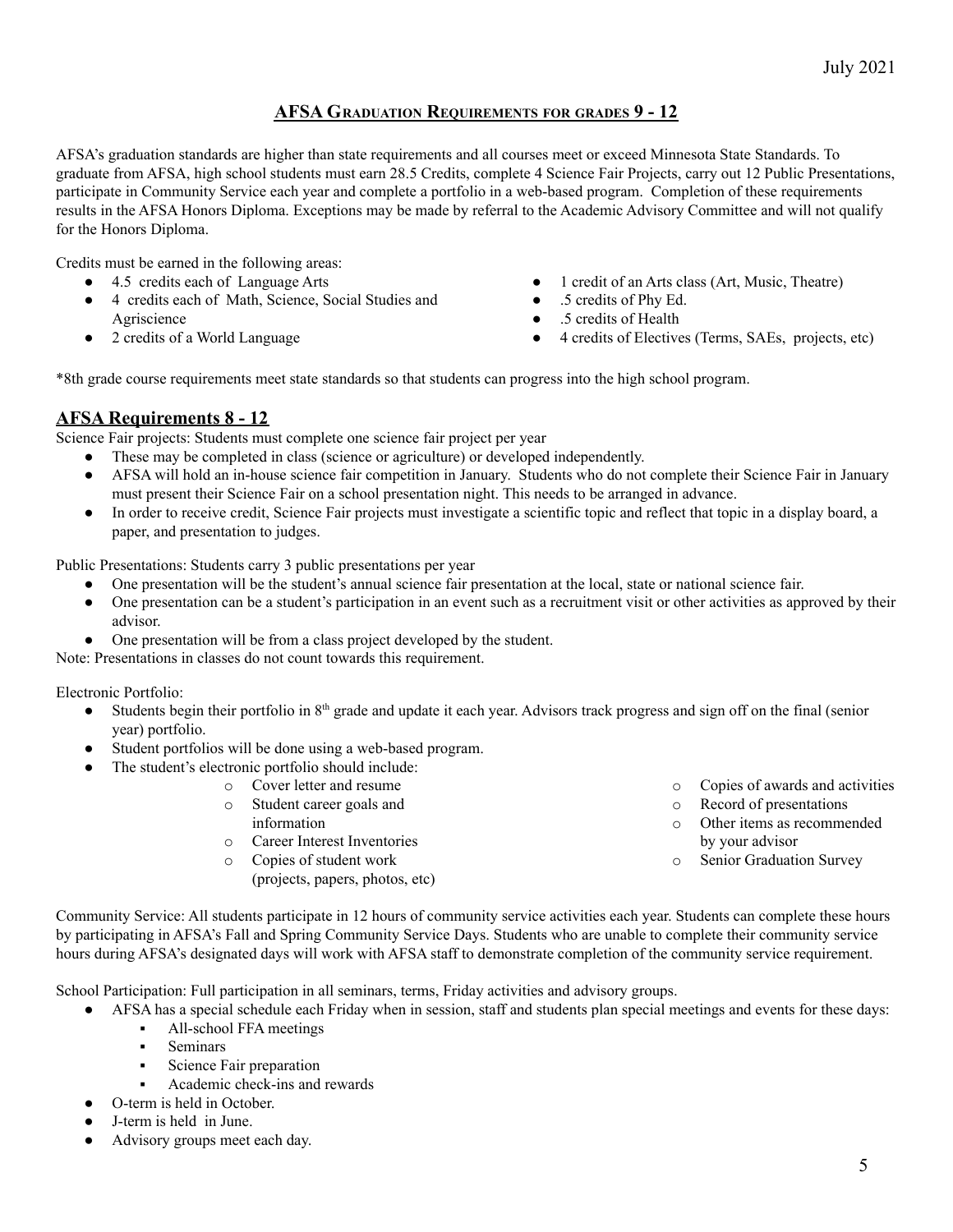## AFSA Graduation Requirements for grades 9 - 12

AFSA's graduation standards are higher than state requirements and all courses meet or exceed Minnesota State Standards. To graduate from AFSA, high school students must earn 28.5 Credits, complete 4 Science Fair Projects, carry out 12 Public Presentations, participate in Community Service each year and complete a portfolio in a web-based program. Completion of these requirements results in the AFSA Honors Diploma. Exceptions may be made by referral to the Academic Advisory Committee and will not qualify for the Honors Diploma.

Credits must be earned in the following areas:

- 4.5 credits each of Language Arts
- 4 credits each of Math, Science, Social Studies and Agriscience
- 2 credits of a World Language
- 1 credit of an Arts class (Art, Music, Theatre)
- .5 credits of Phy Ed.
- .5 credits of Health
- 4 credits of Electives (Terms, SAEs, projects, etc)

*8th grade course requirements meet state standards so that students can progress into the high school program.

## AFSA Requirements 8 - 12

Science Fair projects: Students must complete one science fair project per year

- These may be completed in class (science or agriculture) or developed independently.
- AFSA will hold an in-house science fair competition in January. Students who do not complete their Science Fair in January must present their Science Fair on a school presentation night. This needs to be arranged in advance.
- In order to receive credit, Science Fair projects must investigate a scientific topic and reflect that topic in a display board, a paper, and presentation to judges.

Public Presentations: Students carry 3 public presentations per year

- One presentation will be the student's annual science fair presentation at the local, state or national science fair.
- One presentation can be a student's participation in an event such as a recruitment visit or other activities as approved by their advisor.
- One presentation will be from a class project developed by the student.

Note: Presentations in classes do not count towards this requirement.

Electronic Portfolio:

- Students begin their portfolio in 8th grade and update it each year. Advisors track progress and sign off on the final (senior year) portfolio.
- Student portfolios will be done using a web-based program.
- The student's electronic portfolio should include:
  - Cover letter and resume
  - Student career goals and information
  - Career Interest Inventories
  - Copies of student work (projects, papers, photos, etc)
  - Copies of awards and activities
  - Record of presentations
  - Other items as recommended by your advisor
  - Senior Graduation Survey

Community Service: All students participate in 12 hours of community service activities each year. Students can complete these hours by participating in AFSA's Fall and Spring Community Service Days. Students who are unable to complete their community service hours during AFSA's designated days will work with AFSA staff to demonstrate completion of the community service requirement.

School Participation: Full participation in all seminars, terms, Friday activities and advisory groups.

- AFSA has a special schedule each Friday when in session, staff and students plan special meetings and events for these days:
  - All-school FFA meetings
  - Seminars
  - Science Fair preparation
  - Academic check-ins and rewards
- O-term is held in October.
- J-term is held in June.
- Advisory groups meet each day.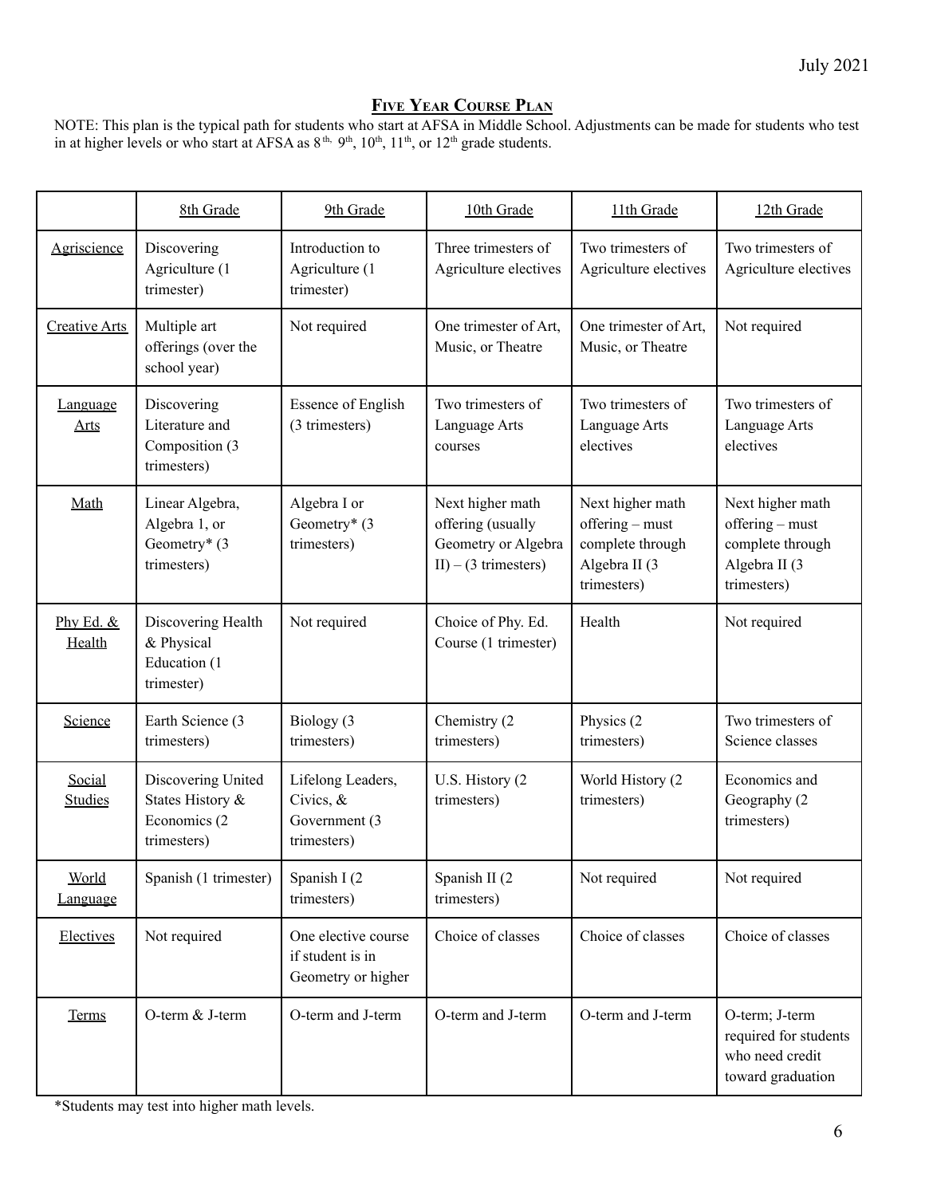## Five Year Course Plan

NOTE: This plan is the typical path for students who start at AFSA in Middle School. Adjustments can be made for students who test in at higher levels or who start at AFSA as 8th, 9th, 10th, 11th, or 12th grade students.

| | 8th Grade | 9th Grade | 10th Grade | 11th Grade | 12th Grade |
|---|---|---|---|---|---|
| Agriscience | Discovering Agriculture (1 trimester) | Introduction to Agriculture (1 trimester) | Three trimesters of Agriculture electives | Two trimesters of Agriculture electives | Two trimesters of Agriculture electives |
| Creative Arts | Multiple art offerings (over the school year) | Not required | One trimester of Art, Music, or Theatre | One trimester of Art, Music, or Theatre | Not required |
| Language Arts | Discovering Literature and Composition (3 trimesters) | Essence of English (3 trimesters) | Two trimesters of Language Arts courses | Two trimesters of Language Arts electives | Two trimesters of Language Arts electives |
| Math | Linear Algebra, Algebra 1, or Geometry* (3 trimesters) | Algebra I or Geometry* (3 trimesters) | Next higher math offering (usually Geometry or Algebra II) – (3 trimesters) | Next higher math offering – must complete through Algebra II (3 trimesters) | Next higher math offering – must complete through Algebra II (3 trimesters) |
| Phy Ed. & Health | Discovering Health & Physical Education (1 trimester) | Not required | Choice of Phy. Ed. Course (1 trimester) | Health | Not required |
| Science | Earth Science (3 trimesters) | Biology (3 trimesters) | Chemistry (2 trimesters) | Physics (2 trimesters) | Two trimesters of Science classes |
| Social Studies | Discovering United States History & Economics (2 trimesters) | Lifelong Leaders, Civics, & Government (3 trimesters) | U.S. History (2 trimesters) | World History (2 trimesters) | Economics and Geography (2 trimesters) |
| World Language | Spanish (1 trimester) | Spanish I (2 trimesters) | Spanish II (2 trimesters) | Not required | Not required |
| Electives | Not required | One elective course if student is in Geometry or higher | Choice of classes | Choice of classes | Choice of classes |
| Terms | O-term & J-term | O-term and J-term | O-term and J-term | O-term and J-term | O-term; J-term required for students who need credit toward graduation |

*Students may test into higher math levels.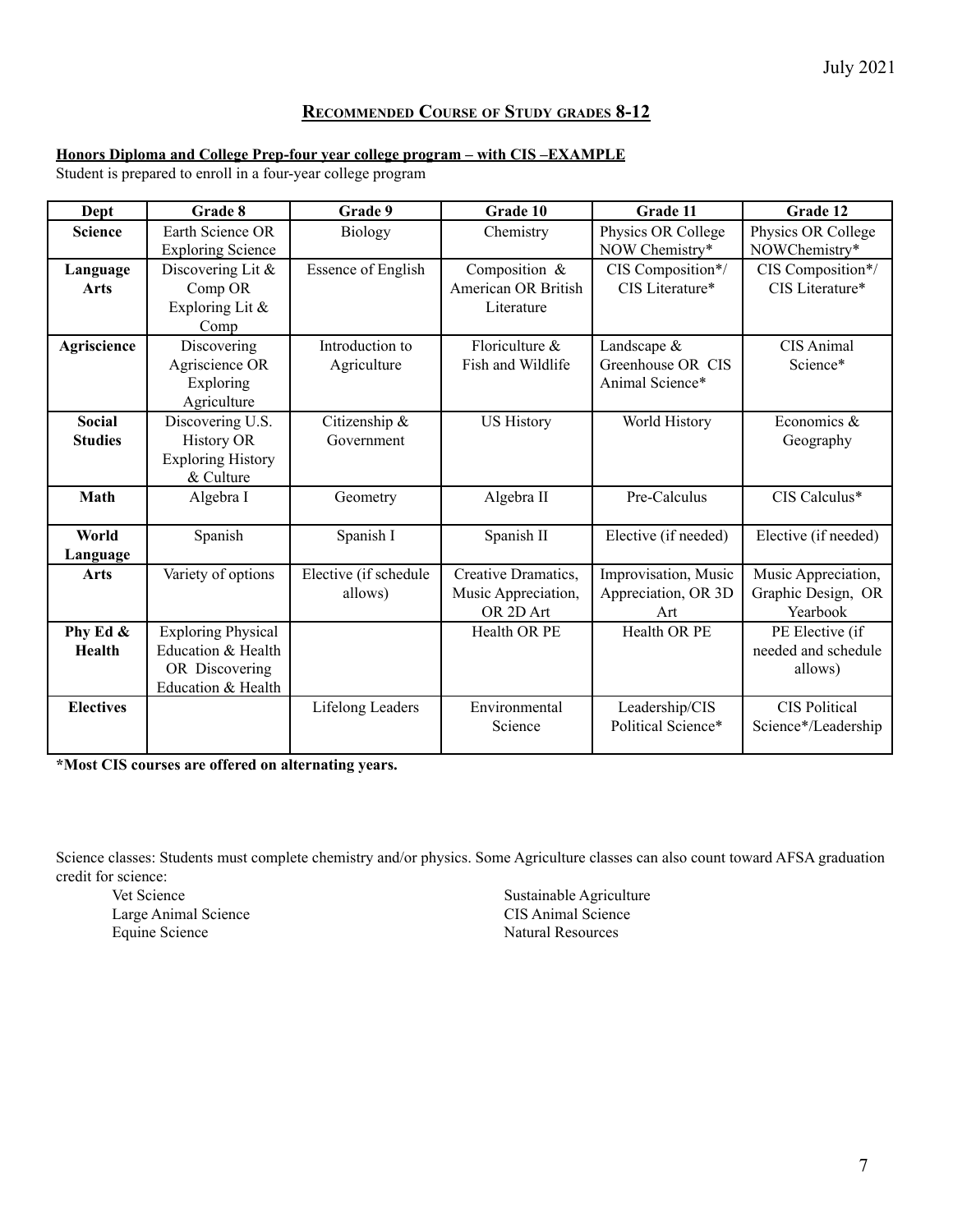July 2021

## Recommended Course of Study grades 8-12

**Honors Diploma and College Prep-four year college program – with CIS –EXAMPLE**

Student is prepared to enroll in a four-year college program

| Dept | Grade 8 | Grade 9 | Grade 10 | Grade 11 | Grade 12 |
|---|---|---|---|---|---|
| **Science** | Earth Science OR Exploring Science | Biology | Chemistry | Physics OR College NOW Chemistry* | Physics OR College NOWChemistry* |
| **Language Arts** | Discovering Lit & Comp OR Exploring Lit & Comp | Essence of English | Composition & American OR British Literature | CIS Composition*/ CIS Literature* | CIS Composition*/ CIS Literature* |
| **Agriscience** | Discovering Agriscience OR Exploring Agriculture | Introduction to Agriculture | Floriculture & Fish and Wildlife | Landscape & Greenhouse OR CIS Animal Science* | CIS Animal Science* |
| **Social Studies** | Discovering U.S. History OR Exploring History & Culture | Citizenship & Government | US History | World History | Economics & Geography |
| **Math** | Algebra I | Geometry | Algebra II | Pre-Calculus | CIS Calculus* |
| **World Language** | Spanish | Spanish I | Spanish II | Elective (if needed) | Elective (if needed) |
| **Arts** | Variety of options | Elective (if schedule allows) | Creative Dramatics, Music Appreciation, OR 2D Art | Improvisation, Music Appreciation, OR 3D Art | Music Appreciation, Graphic Design, OR Yearbook |
| **Phy Ed & Health** | Exploring Physical Education & Health OR Discovering Education & Health | | Health OR PE | Health OR PE | PE Elective (if needed and schedule allows) |
| **Electives** | | Lifelong Leaders | Environmental Science | Leadership/CIS Political Science* | CIS Political Science*/Leadership |

**\*Most CIS courses are offered on alternating years.**

Science classes: Students must complete chemistry and/or physics. Some Agriculture classes can also count toward AFSA graduation credit for science:

- Vet Science
- Large Animal Science
- Equine Science
- Sustainable Agriculture
- CIS Animal Science
- Natural Resources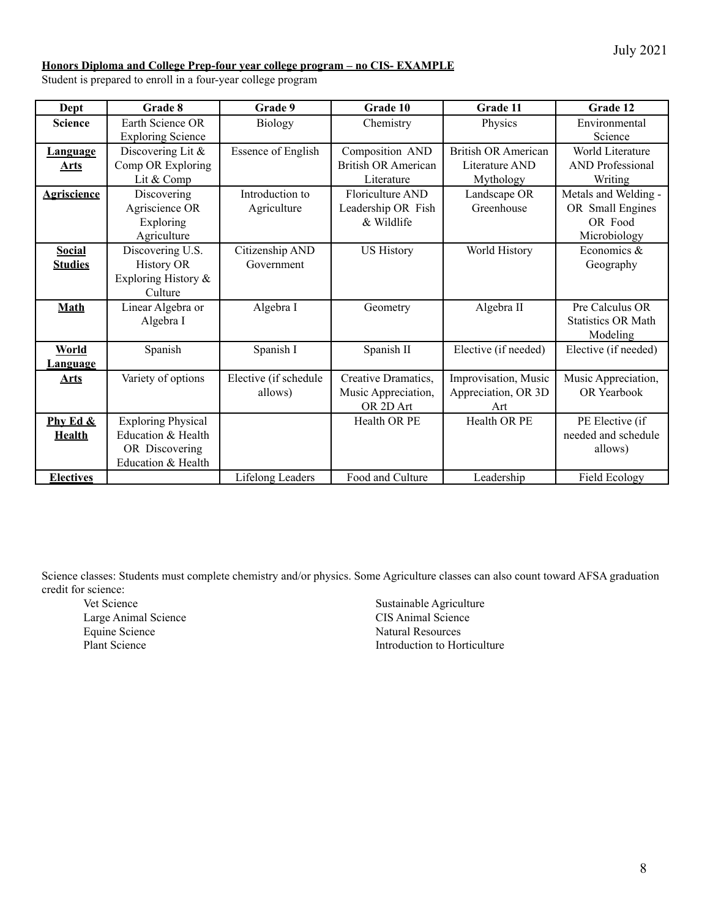**Honors Diploma and College Prep-four year college program – no CIS- EXAMPLE**

Student is prepared to enroll in a four-year college program

| Dept | Grade 8 | Grade 9 | Grade 10 | Grade 11 | Grade 12 |
|---|---|---|---|---|---|
| **Science** | Earth Science OR Exploring Science | Biology | Chemistry | Physics | Environmental Science |
| **Language Arts** | Discovering Lit & Comp OR Exploring Lit & Comp | Essence of English | Composition AND British OR American Literature | British OR American Literature AND Mythology | World Literature AND Professional Writing |
| **Agriscience** | Discovering Agriscience OR Exploring Agriculture | Introduction to Agriculture | Floriculture AND Leadership OR Fish & Wildlife | Landscape OR Greenhouse | Metals and Welding - OR Small Engines OR Food Microbiology |
| **Social Studies** | Discovering U.S. History OR Exploring History & Culture | Citizenship AND Government | US History | World History | Economics & Geography |
| **Math** | Linear Algebra or Algebra I | Algebra I | Geometry | Algebra II | Pre Calculus OR Statistics OR Math Modeling |
| **World Language** | Spanish | Spanish I | Spanish II | Elective (if needed) | Elective (if needed) |
| **Arts** | Variety of options | Elective (if schedule allows) | Creative Dramatics, Music Appreciation, OR 2D Art | Improvisation, Music Appreciation, OR 3D Art | Music Appreciation, OR Yearbook |
| **Phy Ed & Health** | Exploring Physical Education & Health OR Discovering Education & Health | | Health OR PE | Health OR PE | PE Elective (if needed and schedule allows) |
| **Electives** | | Lifelong Leaders | Food and Culture | Leadership | Field Ecology |

Science classes: Students must complete chemistry and/or physics. Some Agriculture classes can also count toward AFSA graduation credit for science:

- Vet Science
- Large Animal Science
- Equine Science
- Plant Science
- Sustainable Agriculture
- CIS Animal Science
- Natural Resources
- Introduction to Horticulture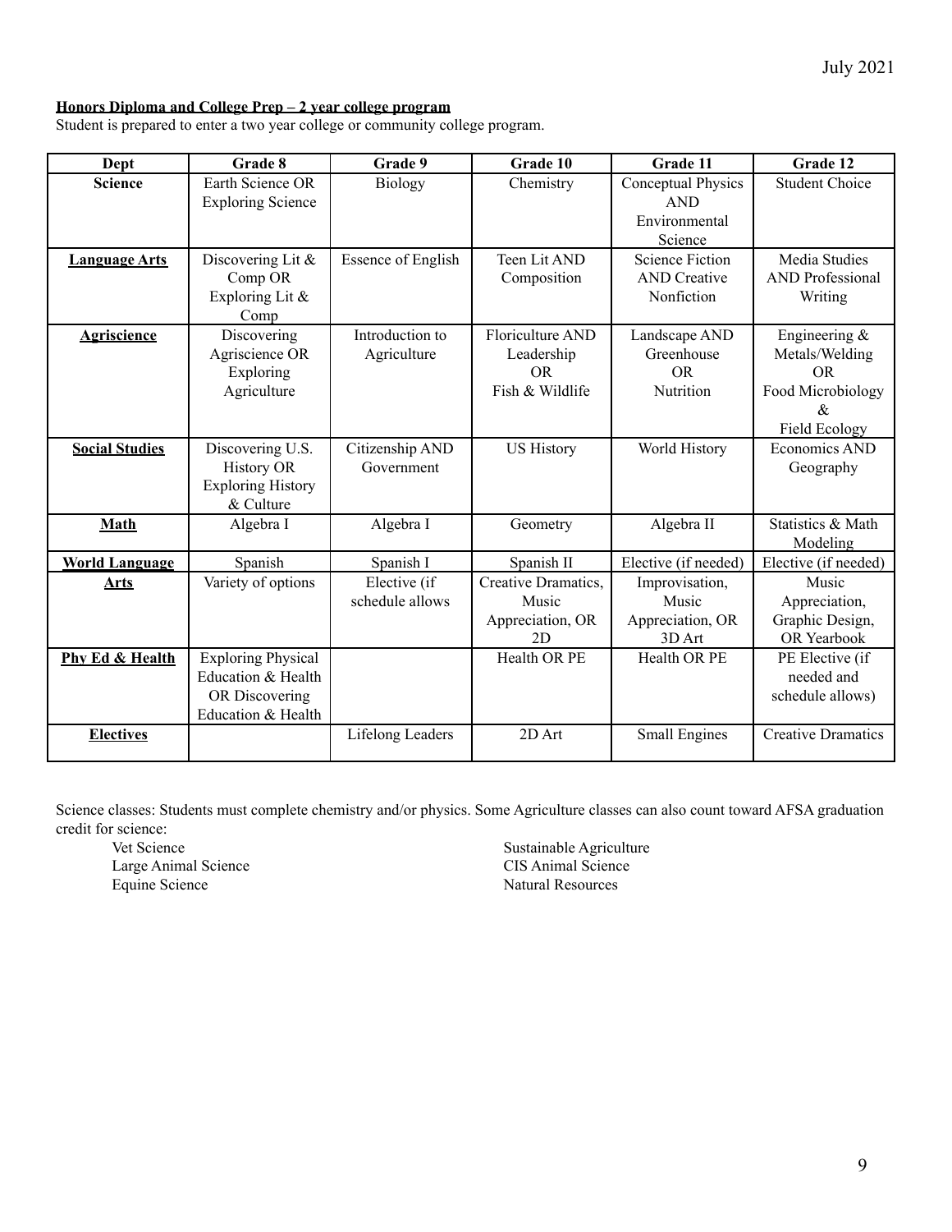**Honors Diploma and College Prep – 2 year college program**

Student is prepared to enter a two year college or community college program.

| Dept | Grade 8 | Grade 9 | Grade 10 | Grade 11 | Grade 12 |
|---|---|---|---|---|---|
| **Science** | Earth Science OR Exploring Science | Biology | Chemistry | Conceptual Physics AND Environmental Science | Student Choice |
| **Language Arts** | Discovering Lit & Comp OR Exploring Lit & Comp | Essence of English | Teen Lit AND Composition | Science Fiction AND Creative Nonfiction | Media Studies AND Professional Writing |
| **Agriscience** | Discovering Agriscience OR Exploring Agriculture | Introduction to Agriculture | Floriculture AND Leadership OR Fish & Wildlife | Landscape AND Greenhouse OR Nutrition | Engineering & Metals/Welding OR Food Microbiology & Field Ecology |
| **Social Studies** | Discovering U.S. History OR Exploring History & Culture | Citizenship AND Government | US History | World History | Economics AND Geography |
| **Math** | Algebra I | Algebra I | Geometry | Algebra II | Statistics & Math Modeling |
| **World Language** | Spanish | Spanish I | Spanish II | Elective (if needed) | Elective (if needed) |
| **Arts** | Variety of options | Elective (if schedule allows | Creative Dramatics, Music Appreciation, OR 2D | Improvisation, Music Appreciation, OR 3D Art | Music Appreciation, Graphic Design, OR Yearbook |
| **Phy Ed & Health** | Exploring Physical Education & Health OR Discovering Education & Health | | Health OR PE | Health OR PE | PE Elective (if needed and schedule allows) |
| **Electives** | | Lifelong Leaders | 2D Art | Small Engines | Creative Dramatics |

Science classes: Students must complete chemistry and/or physics. Some Agriculture classes can also count toward AFSA graduation credit for science:

- Vet Science
- Large Animal Science
- Equine Science
- Sustainable Agriculture
- CIS Animal Science
- Natural Resources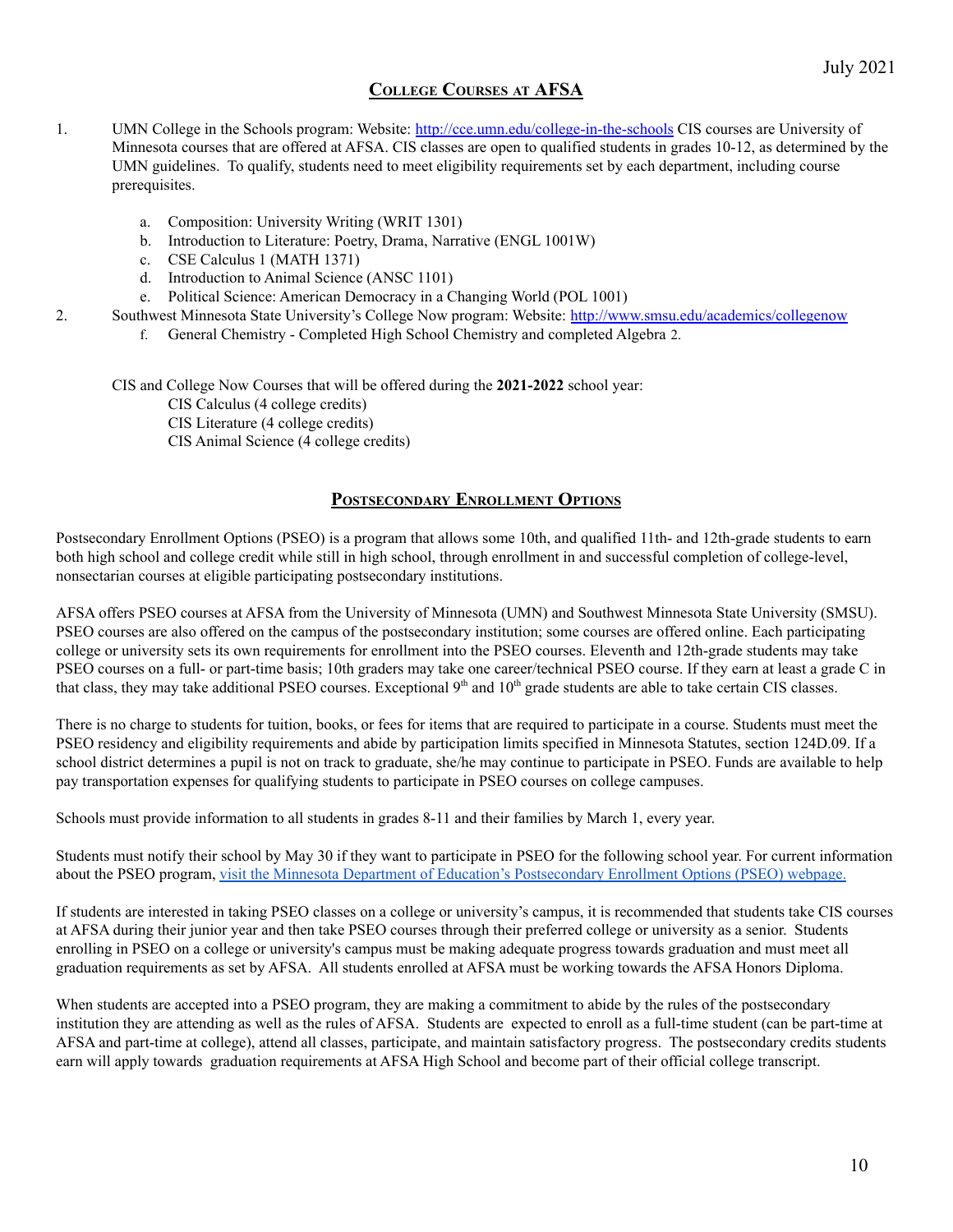July 2021

## College Courses at AFSA

1. UMN College in the Schools program: Website: [http://cce.umn.edu/college-in-the-schools](http://cce.umn.edu/college-in-the-schools) CIS courses are University of Minnesota courses that are offered at AFSA. CIS classes are open to qualified students in grades 10-12, as determined by the UMN guidelines. To qualify, students need to meet eligibility requirements set by each department, including course prerequisites.

    a. Composition: University Writing (WRIT 1301)
    b. Introduction to Literature: Poetry, Drama, Narrative (ENGL 1001W)
    c. CSE Calculus 1 (MATH 1371)
    d. Introduction to Animal Science (ANSC 1101)
    e. Political Science: American Democracy in a Changing World (POL 1001)

2. Southwest Minnesota State University's College Now program: Website: [http://www.smsu.edu/academics/collegenow](http://www.smsu.edu/academics/collegenow)

    f. General Chemistry - Completed High School Chemistry and completed Algebra 2.

CIS and College Now Courses that will be offered during the **2021-2022** school year:

- CIS Calculus (4 college credits)
- CIS Literature (4 college credits)
- CIS Animal Science (4 college credits)

## Postsecondary Enrollment Options

Postsecondary Enrollment Options (PSEO) is a program that allows some 10th, and qualified 11th- and 12th-grade students to earn both high school and college credit while still in high school, through enrollment in and successful completion of college-level, nonsectarian courses at eligible participating postsecondary institutions.

AFSA offers PSEO courses at AFSA from the University of Minnesota (UMN) and Southwest Minnesota State University (SMSU). PSEO courses are also offered on the campus of the postsecondary institution; some courses are offered online. Each participating college or university sets its own requirements for enrollment into the PSEO courses. Eleventh and 12th-grade students may take PSEO courses on a full- or part-time basis; 10th graders may take one career/technical PSEO course. If they earn at least a grade C in that class, they may take additional PSEO courses. Exceptional 9th and 10th grade students are able to take certain CIS classes.

There is no charge to students for tuition, books, or fees for items that are required to participate in a course. Students must meet the PSEO residency and eligibility requirements and abide by participation limits specified in Minnesota Statutes, section 124D.09. If a school district determines a pupil is not on track to graduate, she/he may continue to participate in PSEO. Funds are available to help pay transportation expenses for qualifying students to participate in PSEO courses on college campuses.

Schools must provide information to all students in grades 8-11 and their families by March 1, every year.

Students must notify their school by May 30 if they want to participate in PSEO for the following school year. For current information about the PSEO program, visit the Minnesota Department of Education's Postsecondary Enrollment Options (PSEO) webpage.

If students are interested in taking PSEO classes on a college or university's campus, it is recommended that students take CIS courses at AFSA during their junior year and then take PSEO courses through their preferred college or university as a senior. Students enrolling in PSEO on a college or university's campus must be making adequate progress towards graduation and must meet all graduation requirements as set by AFSA. All students enrolled at AFSA must be working towards the AFSA Honors Diploma.

When students are accepted into a PSEO program, they are making a commitment to abide by the rules of the postsecondary institution they are attending as well as the rules of AFSA. Students are expected to enroll as a full-time student (can be part-time at AFSA and part-time at college), attend all classes, participate, and maintain satisfactory progress. The postsecondary credits students earn will apply towards graduation requirements at AFSA High School and become part of their official college transcript.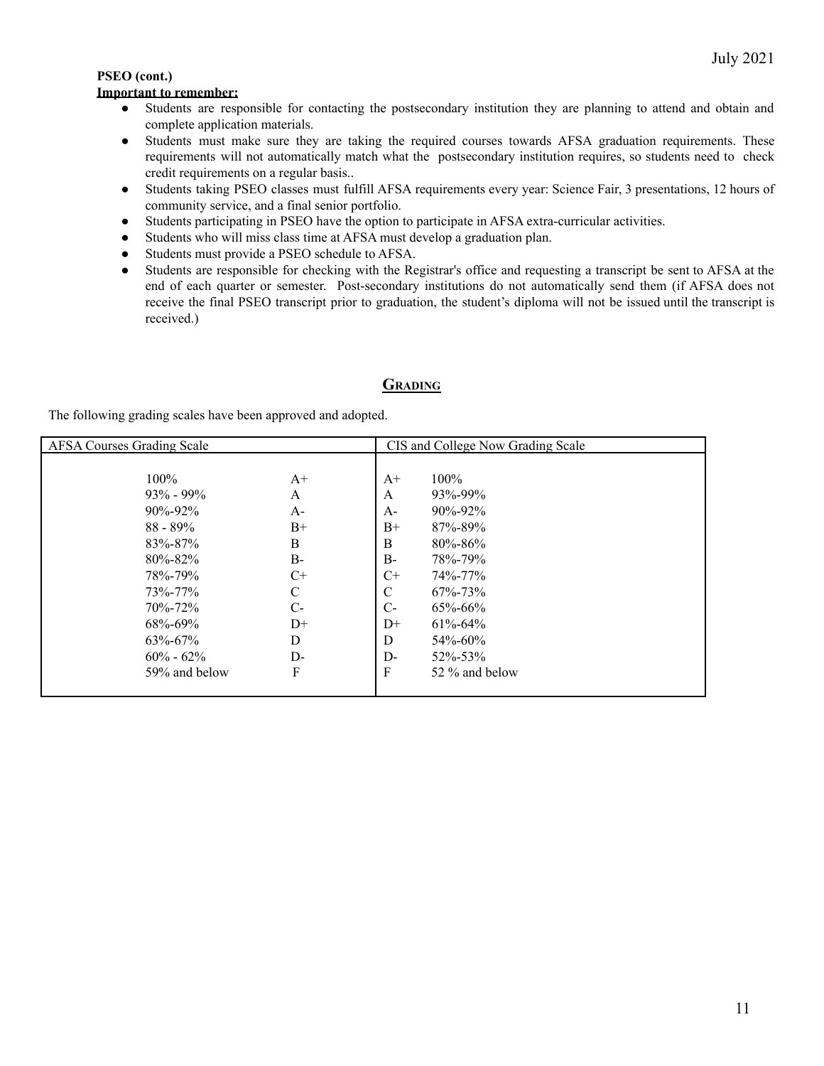**PSEO (cont.)**

**Important to remember:**

- Students are responsible for contacting the postsecondary institution they are planning to attend and obtain and complete application materials.
- Students must make sure they are taking the required courses towards AFSA graduation requirements. These requirements will not automatically match what the postsecondary institution requires, so students need to check credit requirements on a regular basis..
- Students taking PSEO classes must fulfill AFSA requirements every year: Science Fair, 3 presentations, 12 hours of community service, and a final senior portfolio.
- Students participating in PSEO have the option to participate in AFSA extra-curricular activities.
- Students who will miss class time at AFSA must develop a graduation plan.
- Students must provide a PSEO schedule to AFSA.
- Students are responsible for checking with the Registrar's office and requesting a transcript be sent to AFSA at the end of each quarter or semester. Post-secondary institutions do not automatically send them (if AFSA does not receive the final PSEO transcript prior to graduation, the student's diploma will not be issued until the transcript is received.)

## Grading

The following grading scales have been approved and adopted.

| AFSA Courses Grading Scale | | CIS and College Now Grading Scale | |
|---|---|---|---|
| 100% | A+ | A+ | 100% |
| 93% - 99% | A | A | 93%-99% |
| 90%-92% | A- | A- | 90%-92% |
| 88 - 89% | B+ | B+ | 87%-89% |
| 83%-87% | B | B | 80%-86% |
| 80%-82% | B- | B- | 78%-79% |
| 78%-79% | C+ | C+ | 74%-77% |
| 73%-77% | C | C | 67%-73% |
| 70%-72% | C- | C- | 65%-66% |
| 68%-69% | D+ | D+ | 61%-64% |
| 63%-67% | D | D | 54%-60% |
| 60% - 62% | D- | D- | 52%-53% |
| 59% and below | F | F | 52 % and below |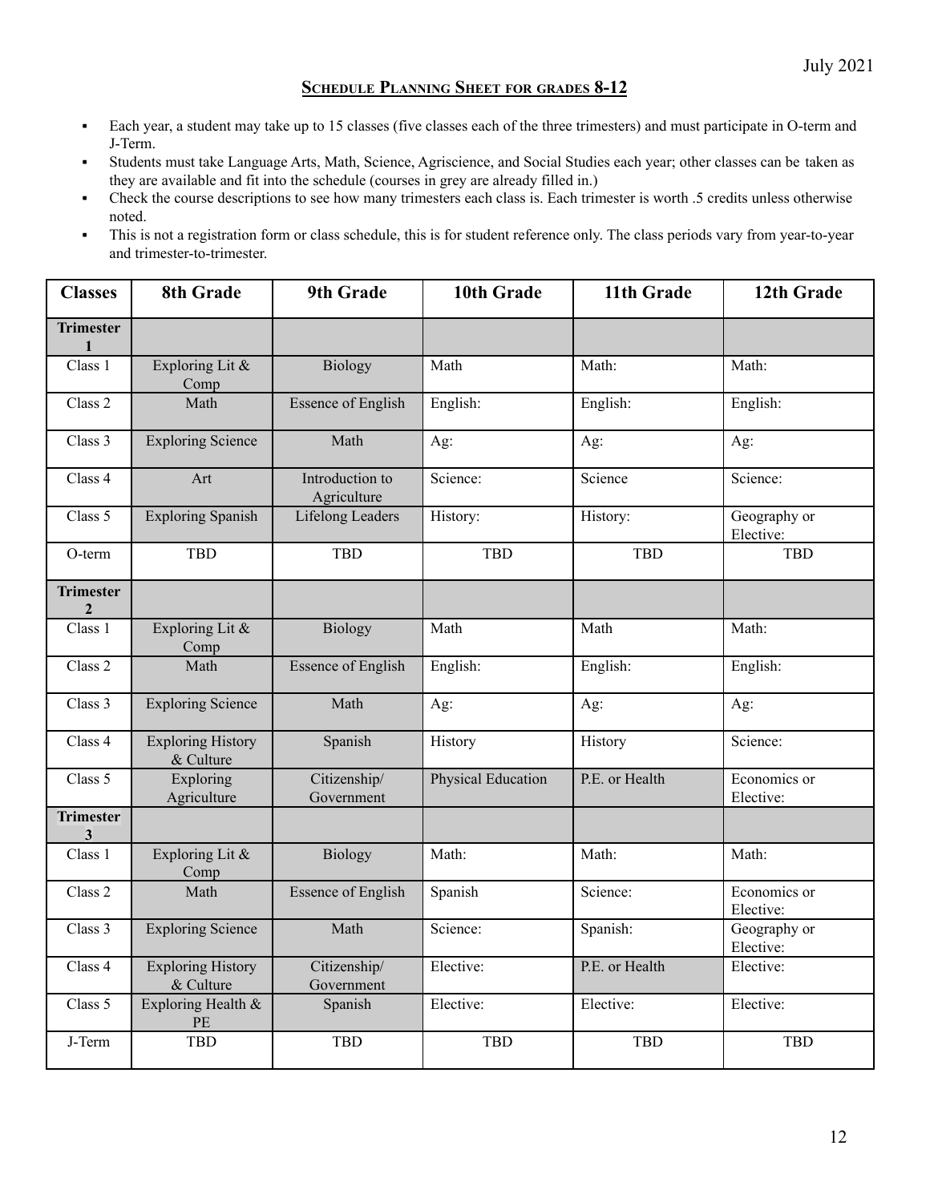## Schedule Planning Sheet for grades 8-12

- Each year, a student may take up to 15 classes (five classes each of the three trimesters) and must participate in O-term and J-Term.
- Students must take Language Arts, Math, Science, Agriscience, and Social Studies each year; other classes can be taken as they are available and fit into the schedule (courses in grey are already filled in.)
- Check the course descriptions to see how many trimesters each class is. Each trimester is worth .5 credits unless otherwise noted.
- This is not a registration form or class schedule, this is for student reference only. The class periods vary from year-to-year and trimester-to-trimester.

| Classes | 8th Grade | 9th Grade | 10th Grade | 11th Grade | 12th Grade |
|---|---|---|---|---|---|
| **Trimester 1** | | | | | |
| Class 1 | Exploring Lit & Comp | Biology | Math | Math: | Math: |
| Class 2 | Math | Essence of English | English: | English: | English: |
| Class 3 | Exploring Science | Math | Ag: | Ag: | Ag: |
| Class 4 | Art | Introduction to Agriculture | Science: | Science | Science: |
| Class 5 | Exploring Spanish | Lifelong Leaders | History: | History: | Geography or Elective: |
| O-term | TBD | TBD | TBD | TBD | TBD |
| **Trimester 2** | | | | | |
| Class 1 | Exploring Lit & Comp | Biology | Math | Math | Math: |
| Class 2 | Math | Essence of English | English: | English: | English: |
| Class 3 | Exploring Science | Math | Ag: | Ag: | Ag: |
| Class 4 | Exploring History & Culture | Spanish | History | History | Science: |
| Class 5 | Exploring Agriculture | Citizenship/ Government | Physical Education | P.E. or Health | Economics or Elective: |
| **Trimester 3** | | | | | |
| Class 1 | Exploring Lit & Comp | Biology | Math: | Math: | Math: |
| Class 2 | Math | Essence of English | Spanish | Science: | Economics or Elective: |
| Class 3 | Exploring Science | Math | Science: | Spanish: | Geography or Elective: |
| Class 4 | Exploring History & Culture | Citizenship/ Government | Elective: | P.E. or Health | Elective: |
| Class 5 | Exploring Health & PE | Spanish | Elective: | Elective: | Elective: |
| J-Term | TBD | TBD | TBD | TBD | TBD |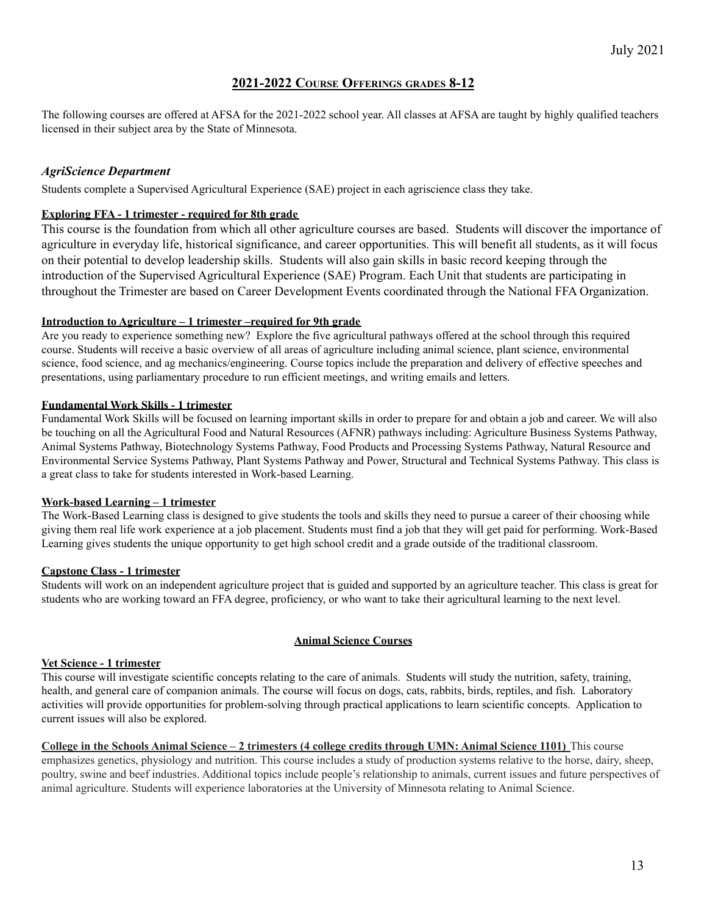July 2021

## 2021-2022 Course Offerings grades 8-12

The following courses are offered at AFSA for the 2021-2022 school year. All classes at AFSA are taught by highly qualified teachers licensed in their subject area by the State of Minnesota.

### *AgriScience Department*

Students complete a Supervised Agricultural Experience (SAE) project in each agriscience class they take.

**Exploring FFA - 1 trimester - required for 8th grade**

This course is the foundation from which all other agriculture courses are based. Students will discover the importance of agriculture in everyday life, historical significance, and career opportunities. This will benefit all students, as it will focus on their potential to develop leadership skills. Students will also gain skills in basic record keeping through the introduction of the Supervised Agricultural Experience (SAE) Program. Each Unit that students are participating in throughout the Trimester are based on Career Development Events coordinated through the National FFA Organization.

**Introduction to Agriculture – 1 trimester –required for 9th grade**

Are you ready to experience something new? Explore the five agricultural pathways offered at the school through this required course. Students will receive a basic overview of all areas of agriculture including animal science, plant science, environmental science, food science, and ag mechanics/engineering. Course topics include the preparation and delivery of effective speeches and presentations, using parliamentary procedure to run efficient meetings, and writing emails and letters.

**Fundamental Work Skills - 1 trimester**

Fundamental Work Skills will be focused on learning important skills in order to prepare for and obtain a job and career. We will also be touching on all the Agricultural Food and Natural Resources (AFNR) pathways including: Agriculture Business Systems Pathway, Animal Systems Pathway, Biotechnology Systems Pathway, Food Products and Processing Systems Pathway, Natural Resource and Environmental Service Systems Pathway, Plant Systems Pathway and Power, Structural and Technical Systems Pathway. This class is a great class to take for students interested in Work-based Learning.

**Work-based Learning – 1 trimester**

The Work-Based Learning class is designed to give students the tools and skills they need to pursue a career of their choosing while giving them real life work experience at a job placement. Students must find a job that they will get paid for performing. Work-Based Learning gives students the unique opportunity to get high school credit and a grade outside of the traditional classroom.

**Capstone Class - 1 trimester**

Students will work on an independent agriculture project that is guided and supported by an agriculture teacher. This class is great for students who are working toward an FFA degree, proficiency, or who want to take their agricultural learning to the next level.

#### Animal Science Courses

**Vet Science - 1 trimester**

This course will investigate scientific concepts relating to the care of animals. Students will study the nutrition, safety, training, health, and general care of companion animals. The course will focus on dogs, cats, rabbits, birds, reptiles, and fish. Laboratory activities will provide opportunities for problem-solving through practical applications to learn scientific concepts. Application to current issues will also be explored.

**College in the Schools Animal Science – 2 trimesters (4 college credits through UMN: Animal Science 1101)** This course emphasizes genetics, physiology and nutrition. This course includes a study of production systems relative to the horse, dairy, sheep, poultry, swine and beef industries. Additional topics include people's relationship to animals, current issues and future perspectives of animal agriculture. Students will experience laboratories at the University of Minnesota relating to Animal Science.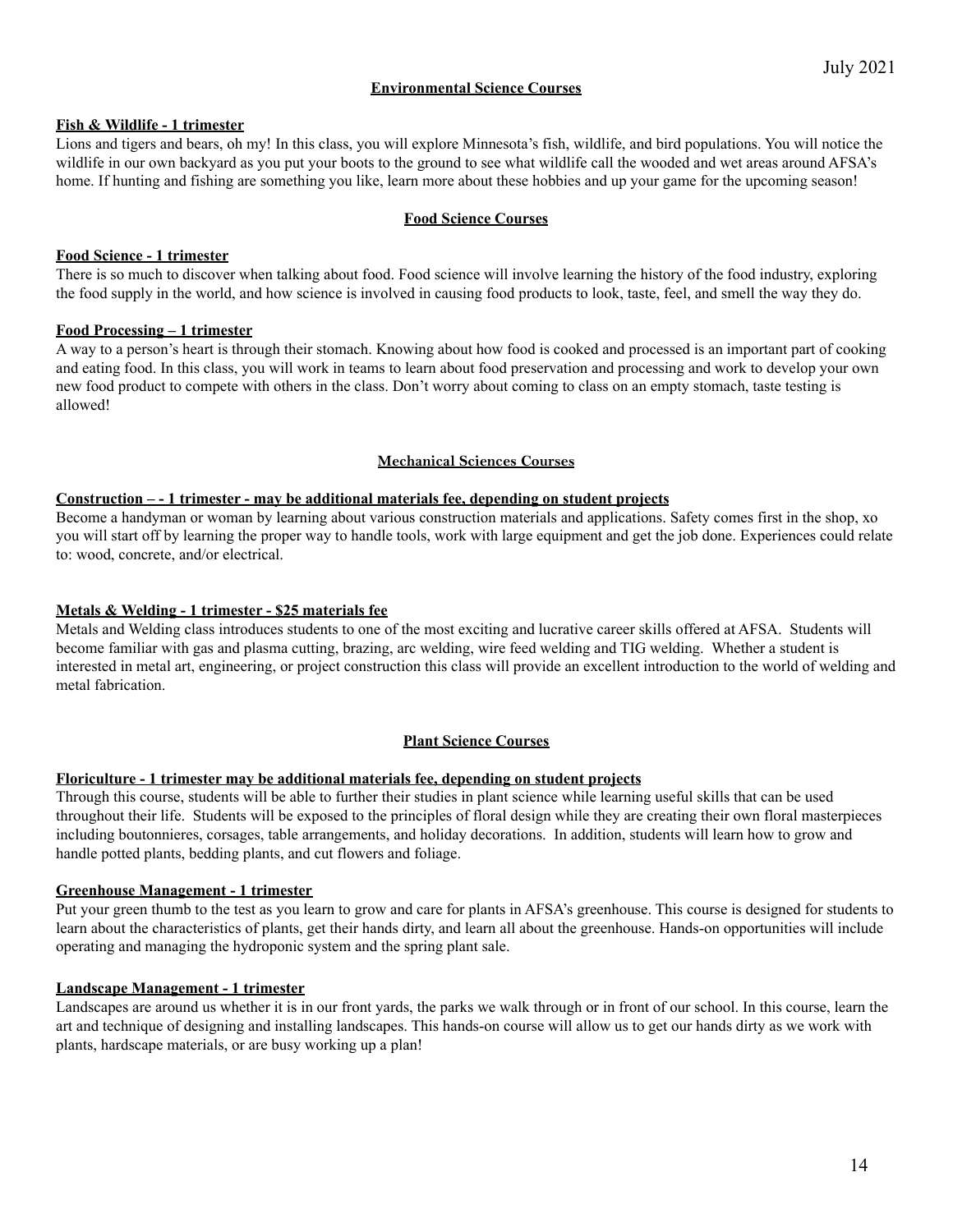## Environmental Science Courses

### Fish & Wildlife - 1 trimester

Lions and tigers and bears, oh my! In this class, you will explore Minnesota's fish, wildlife, and bird populations. You will notice the wildlife in our own backyard as you put your boots to the ground to see what wildlife call the wooded and wet areas around AFSA's home. If hunting and fishing are something you like, learn more about these hobbies and up your game for the upcoming season!

## Food Science Courses

### Food Science - 1 trimester

There is so much to discover when talking about food. Food science will involve learning the history of the food industry, exploring the food supply in the world, and how science is involved in causing food products to look, taste, feel, and smell the way they do.

### Food Processing – 1 trimester

A way to a person's heart is through their stomach. Knowing about how food is cooked and processed is an important part of cooking and eating food. In this class, you will work in teams to learn about food preservation and processing and work to develop your own new food product to compete with others in the class. Don't worry about coming to class on an empty stomach, taste testing is allowed!

## Mechanical Sciences Courses

### Construction – - 1 trimester - may be additional materials fee, depending on student projects

Become a handyman or woman by learning about various construction materials and applications. Safety comes first in the shop, xo you will start off by learning the proper way to handle tools, work with large equipment and get the job done. Experiences could relate to: wood, concrete, and/or electrical.

### Metals & Welding - 1 trimester - $25 materials fee

Metals and Welding class introduces students to one of the most exciting and lucrative career skills offered at AFSA. Students will become familiar with gas and plasma cutting, brazing, arc welding, wire feed welding and TIG welding. Whether a student is interested in metal art, engineering, or project construction this class will provide an excellent introduction to the world of welding and metal fabrication.

## Plant Science Courses

### Floriculture - 1 trimester may be additional materials fee, depending on student projects

Through this course, students will be able to further their studies in plant science while learning useful skills that can be used throughout their life. Students will be exposed to the principles of floral design while they are creating their own floral masterpieces including boutonnieres, corsages, table arrangements, and holiday decorations. In addition, students will learn how to grow and handle potted plants, bedding plants, and cut flowers and foliage.

### Greenhouse Management - 1 trimester

Put your green thumb to the test as you learn to grow and care for plants in AFSA's greenhouse. This course is designed for students to learn about the characteristics of plants, get their hands dirty, and learn all about the greenhouse. Hands-on opportunities will include operating and managing the hydroponic system and the spring plant sale.

### Landscape Management - 1 trimester

Landscapes are around us whether it is in our front yards, the parks we walk through or in front of our school. In this course, learn the art and technique of designing and installing landscapes. This hands-on course will allow us to get our hands dirty as we work with plants, hardscape materials, or are busy working up a plan!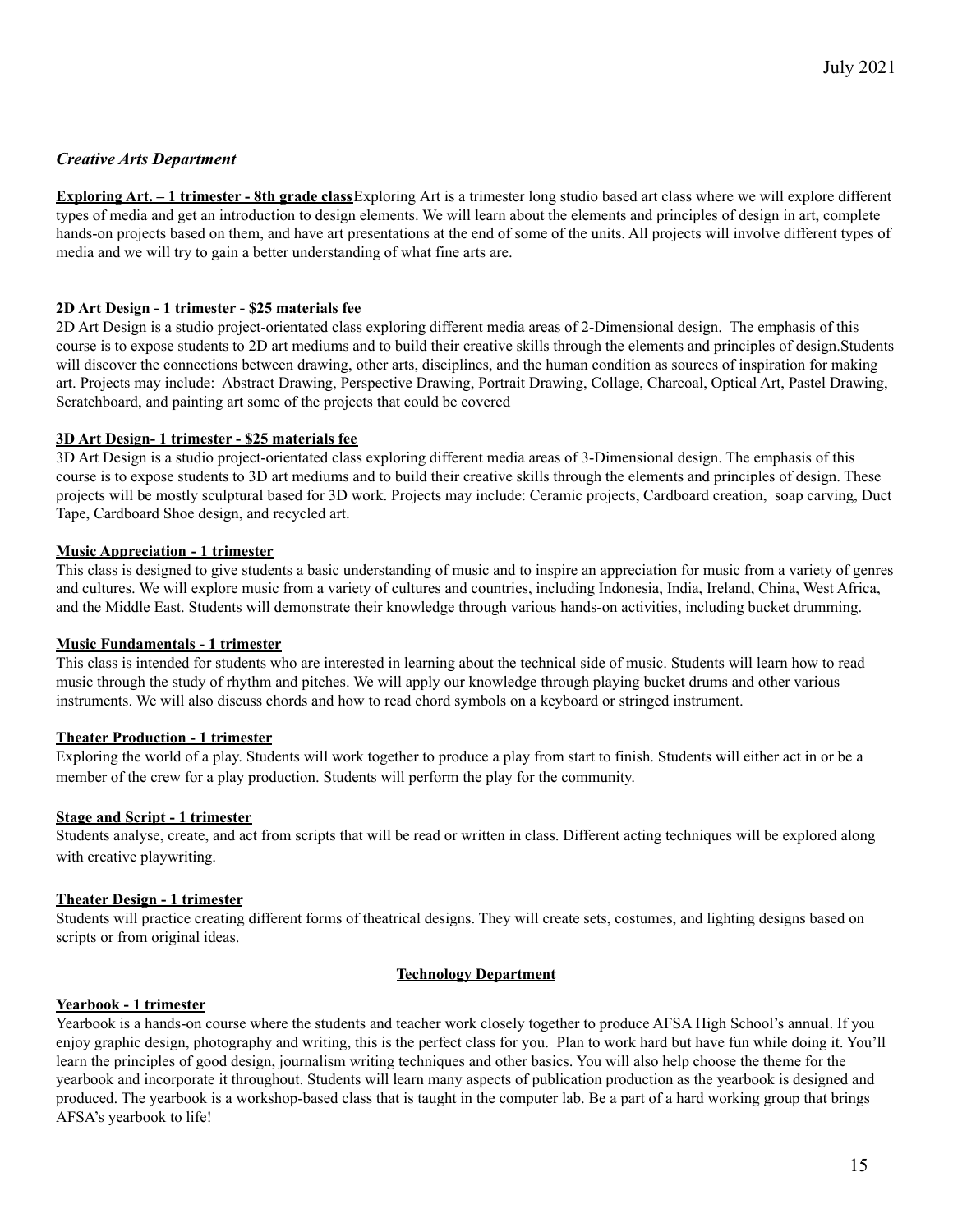### *Creative Arts Department*

**Exploring Art. – 1 trimester - 8th grade class** Exploring Art is a trimester long studio based art class where we will explore different types of media and get an introduction to design elements. We will learn about the elements and principles of design in art, complete hands-on projects based on them, and have art presentations at the end of some of the units. All projects will involve different types of media and we will try to gain a better understanding of what fine arts are.

**2D Art Design - 1 trimester - $25 materials fee**

2D Art Design is a studio project-orientated class exploring different media areas of 2-Dimensional design. The emphasis of this course is to expose students to 2D art mediums and to build their creative skills through the elements and principles of design.Students will discover the connections between drawing, other arts, disciplines, and the human condition as sources of inspiration for making art. Projects may include: Abstract Drawing, Perspective Drawing, Portrait Drawing, Collage, Charcoal, Optical Art, Pastel Drawing, Scratchboard, and painting art some of the projects that could be covered

**3D Art Design- 1 trimester - $25 materials fee**

3D Art Design is a studio project-orientated class exploring different media areas of 3-Dimensional design. The emphasis of this course is to expose students to 3D art mediums and to build their creative skills through the elements and principles of design. These projects will be mostly sculptural based for 3D work. Projects may include: Ceramic projects, Cardboard creation, soap carving, Duct Tape, Cardboard Shoe design, and recycled art.

**Music Appreciation - 1 trimester**

This class is designed to give students a basic understanding of music and to inspire an appreciation for music from a variety of genres and cultures. We will explore music from a variety of cultures and countries, including Indonesia, India, Ireland, China, West Africa, and the Middle East. Students will demonstrate their knowledge through various hands-on activities, including bucket drumming.

**Music Fundamentals - 1 trimester**

This class is intended for students who are interested in learning about the technical side of music. Students will learn how to read music through the study of rhythm and pitches. We will apply our knowledge through playing bucket drums and other various instruments. We will also discuss chords and how to read chord symbols on a keyboard or stringed instrument.

**Theater Production - 1 trimester**

Exploring the world of a play. Students will work together to produce a play from start to finish. Students will either act in or be a member of the crew for a play production. Students will perform the play for the community.

**Stage and Script - 1 trimester**

Students analyse, create, and act from scripts that will be read or written in class. Different acting techniques will be explored along with creative playwriting.

**Theater Design - 1 trimester**

Students will practice creating different forms of theatrical designs. They will create sets, costumes, and lighting designs based on scripts or from original ideas.

### Technology Department

**Yearbook - 1 trimester**

Yearbook is a hands-on course where the students and teacher work closely together to produce AFSA High School's annual. If you enjoy graphic design, photography and writing, this is the perfect class for you. Plan to work hard but have fun while doing it. You'll learn the principles of good design, journalism writing techniques and other basics. You will also help choose the theme for the yearbook and incorporate it throughout. Students will learn many aspects of publication production as the yearbook is designed and produced. The yearbook is a workshop-based class that is taught in the computer lab. Be a part of a hard working group that brings AFSA's yearbook to life!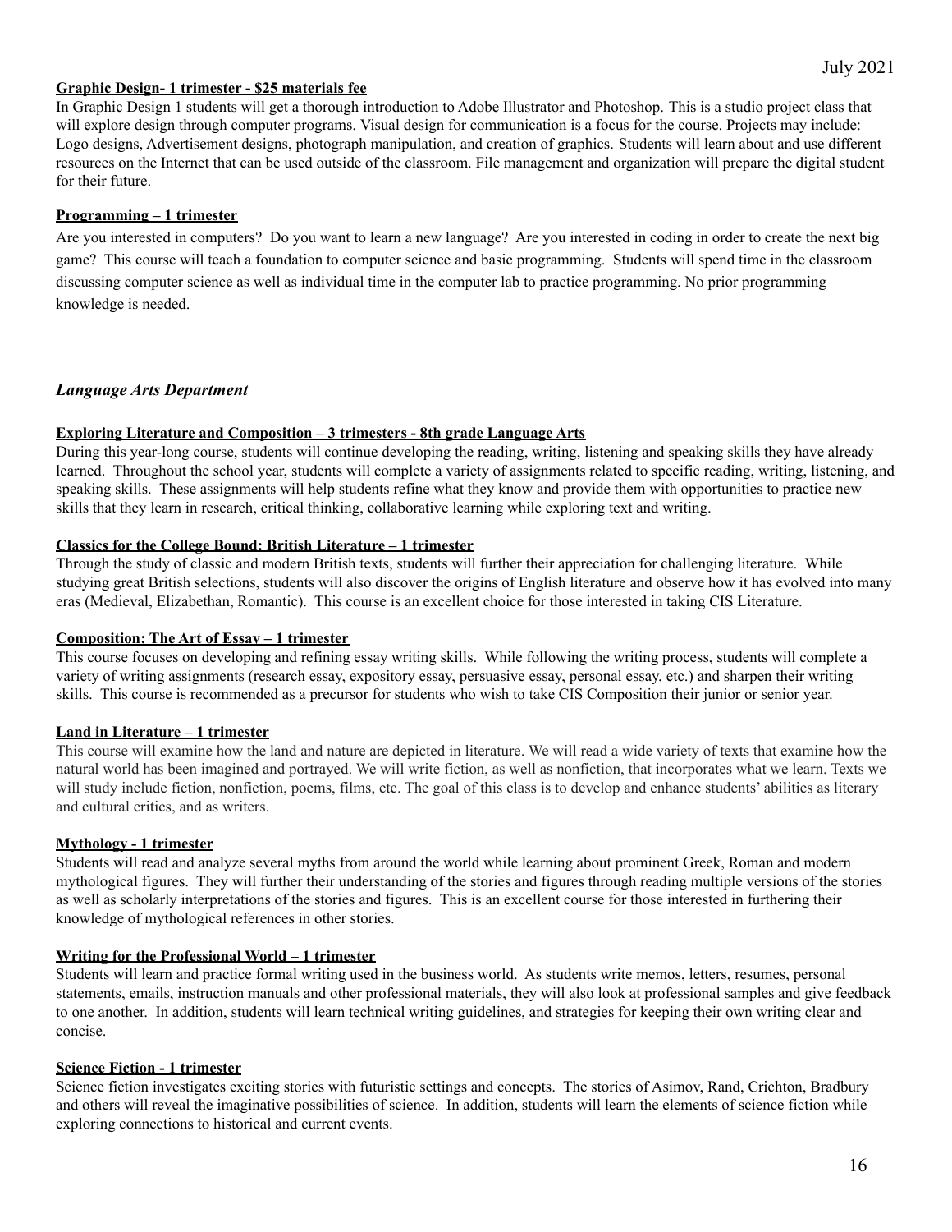**Graphic Design- 1 trimester - $25 materials fee**

In Graphic Design 1 students will get a thorough introduction to Adobe Illustrator and Photoshop. This is a studio project class that will explore design through computer programs. Visual design for communication is a focus for the course. Projects may include: Logo designs, Advertisement designs, photograph manipulation, and creation of graphics. Students will learn about and use different resources on the Internet that can be used outside of the classroom. File management and organization will prepare the digital student for their future.

**Programming – 1 trimester**

Are you interested in computers? Do you want to learn a new language? Are you interested in coding in order to create the next big game? This course will teach a foundation to computer science and basic programming. Students will spend time in the classroom discussing computer science as well as individual time in the computer lab to practice programming. No prior programming knowledge is needed.

## *Language Arts Department*

**Exploring Literature and Composition – 3 trimesters - 8th grade Language Arts**

During this year-long course, students will continue developing the reading, writing, listening and speaking skills they have already learned. Throughout the school year, students will complete a variety of assignments related to specific reading, writing, listening, and speaking skills. These assignments will help students refine what they know and provide them with opportunities to practice new skills that they learn in research, critical thinking, collaborative learning while exploring text and writing.

**Classics for the College Bound: British Literature – 1 trimester**

Through the study of classic and modern British texts, students will further their appreciation for challenging literature. While studying great British selections, students will also discover the origins of English literature and observe how it has evolved into many eras (Medieval, Elizabethan, Romantic). This course is an excellent choice for those interested in taking CIS Literature.

**Composition: The Art of Essay – 1 trimester**

This course focuses on developing and refining essay writing skills. While following the writing process, students will complete a variety of writing assignments (research essay, expository essay, persuasive essay, personal essay, etc.) and sharpen their writing skills. This course is recommended as a precursor for students who wish to take CIS Composition their junior or senior year.

**Land in Literature – 1 trimester**

This course will examine how the land and nature are depicted in literature. We will read a wide variety of texts that examine how the natural world has been imagined and portrayed. We will write fiction, as well as nonfiction, that incorporates what we learn. Texts we will study include fiction, nonfiction, poems, films, etc. The goal of this class is to develop and enhance students' abilities as literary and cultural critics, and as writers.

**Mythology - 1 trimester**

Students will read and analyze several myths from around the world while learning about prominent Greek, Roman and modern mythological figures. They will further their understanding of the stories and figures through reading multiple versions of the stories as well as scholarly interpretations of the stories and figures. This is an excellent course for those interested in furthering their knowledge of mythological references in other stories.

**Writing for the Professional World – 1 trimester**

Students will learn and practice formal writing used in the business world. As students write memos, letters, resumes, personal statements, emails, instruction manuals and other professional materials, they will also look at professional samples and give feedback to one another. In addition, students will learn technical writing guidelines, and strategies for keeping their own writing clear and concise.

**Science Fiction - 1 trimester**

Science fiction investigates exciting stories with futuristic settings and concepts. The stories of Asimov, Rand, Crichton, Bradbury and others will reveal the imaginative possibilities of science. In addition, students will learn the elements of science fiction while exploring connections to historical and current events.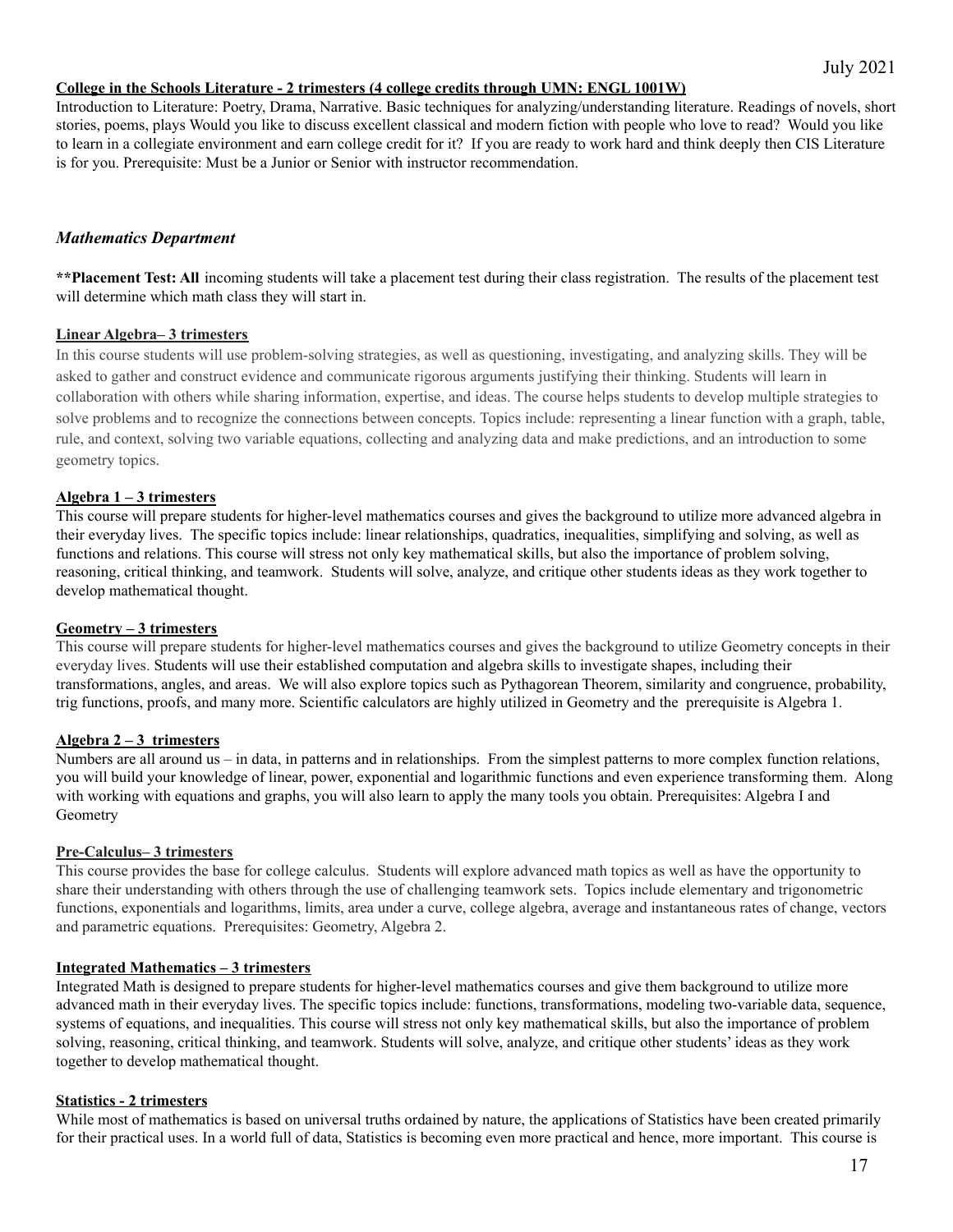**College in the Schools Literature - 2 trimesters (4 college credits through UMN: ENGL 1001W)**

Introduction to Literature: Poetry, Drama, Narrative. Basic techniques for analyzing/understanding literature. Readings of novels, short stories, poems, plays Would you like to discuss excellent classical and modern fiction with people who love to read? Would you like to learn in a collegiate environment and earn college credit for it? If you are ready to work hard and think deeply then CIS Literature is for you. Prerequisite: Must be a Junior or Senior with instructor recommendation.

## *Mathematics Department*

****Placement Test: All** incoming students will take a placement test during their class registration. The results of the placement test will determine which math class they will start in.

**Linear Algebra– 3 trimesters**

In this course students will use problem-solving strategies, as well as questioning, investigating, and analyzing skills. They will be asked to gather and construct evidence and communicate rigorous arguments justifying their thinking. Students will learn in collaboration with others while sharing information, expertise, and ideas. The course helps students to develop multiple strategies to solve problems and to recognize the connections between concepts. Topics include: representing a linear function with a graph, table, rule, and context, solving two variable equations, collecting and analyzing data and make predictions, and an introduction to some geometry topics.

**Algebra 1 – 3 trimesters**

This course will prepare students for higher-level mathematics courses and gives the background to utilize more advanced algebra in their everyday lives. The specific topics include: linear relationships, quadratics, inequalities, simplifying and solving, as well as functions and relations. This course will stress not only key mathematical skills, but also the importance of problem solving, reasoning, critical thinking, and teamwork. Students will solve, analyze, and critique other students ideas as they work together to develop mathematical thought.

**Geometry – 3 trimesters**

This course will prepare students for higher-level mathematics courses and gives the background to utilize Geometry concepts in their everyday lives. Students will use their established computation and algebra skills to investigate shapes, including their transformations, angles, and areas. We will also explore topics such as Pythagorean Theorem, similarity and congruence, probability, trig functions, proofs, and many more. Scientific calculators are highly utilized in Geometry and the prerequisite is Algebra 1.

**Algebra 2 – 3 trimesters**

Numbers are all around us – in data, in patterns and in relationships. From the simplest patterns to more complex function relations, you will build your knowledge of linear, power, exponential and logarithmic functions and even experience transforming them. Along with working with equations and graphs, you will also learn to apply the many tools you obtain. Prerequisites: Algebra I and Geometry

**Pre-Calculus– 3 trimesters**

This course provides the base for college calculus. Students will explore advanced math topics as well as have the opportunity to share their understanding with others through the use of challenging teamwork sets. Topics include elementary and trigonometric functions, exponentials and logarithms, limits, area under a curve, college algebra, average and instantaneous rates of change, vectors and parametric equations. Prerequisites: Geometry, Algebra 2.

**Integrated Mathematics – 3 trimesters**

Integrated Math is designed to prepare students for higher-level mathematics courses and give them background to utilize more advanced math in their everyday lives. The specific topics include: functions, transformations, modeling two-variable data, sequence, systems of equations, and inequalities. This course will stress not only key mathematical skills, but also the importance of problem solving, reasoning, critical thinking, and teamwork. Students will solve, analyze, and critique other students' ideas as they work together to develop mathematical thought.

**Statistics - 2 trimesters**

While most of mathematics is based on universal truths ordained by nature, the applications of Statistics have been created primarily for their practical uses. In a world full of data, Statistics is becoming even more practical and hence, more important. This course is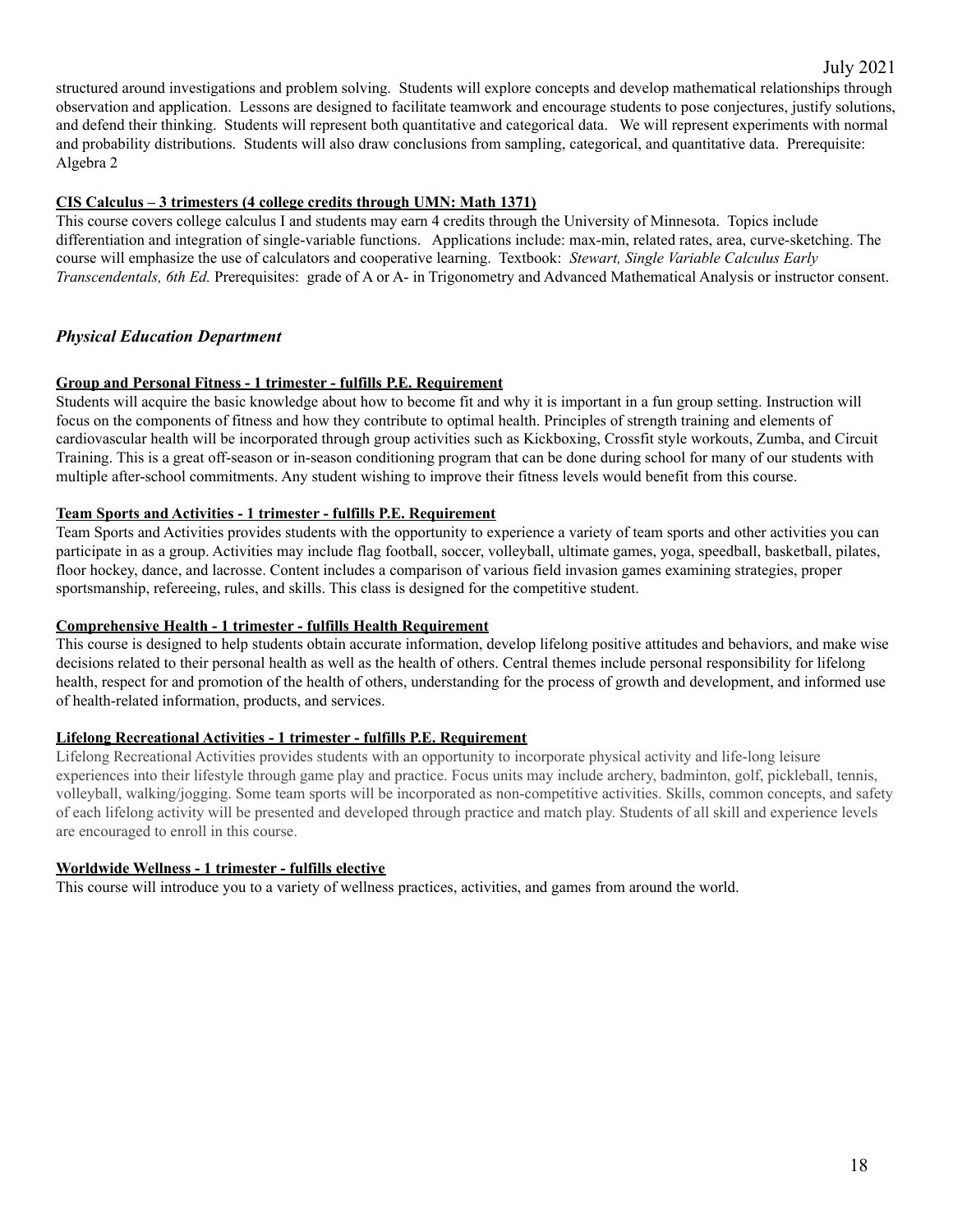structured around investigations and problem solving. Students will explore concepts and develop mathematical relationships through observation and application. Lessons are designed to facilitate teamwork and encourage students to pose conjectures, justify solutions, and defend their thinking. Students will represent both quantitative and categorical data. We will represent experiments with normal and probability distributions. Students will also draw conclusions from sampling, categorical, and quantitative data. Prerequisite: Algebra 2

**CIS Calculus – 3 trimesters (4 college credits through UMN: Math 1371)**

This course covers college calculus I and students may earn 4 credits through the University of Minnesota. Topics include differentiation and integration of single-variable functions. Applications include: max-min, related rates, area, curve-sketching. The course will emphasize the use of calculators and cooperative learning. Textbook: *Stewart, Single Variable Calculus Early Transcendentals, 6th Ed.* Prerequisites: grade of A or A- in Trigonometry and Advanced Mathematical Analysis or instructor consent.

## *Physical Education Department*

**Group and Personal Fitness - 1 trimester - fulfills P.E. Requirement**

Students will acquire the basic knowledge about how to become fit and why it is important in a fun group setting. Instruction will focus on the components of fitness and how they contribute to optimal health. Principles of strength training and elements of cardiovascular health will be incorporated through group activities such as Kickboxing, Crossfit style workouts, Zumba, and Circuit Training. This is a great off-season or in-season conditioning program that can be done during school for many of our students with multiple after-school commitments. Any student wishing to improve their fitness levels would benefit from this course.

**Team Sports and Activities - 1 trimester - fulfills P.E. Requirement**

Team Sports and Activities provides students with the opportunity to experience a variety of team sports and other activities you can participate in as a group. Activities may include flag football, soccer, volleyball, ultimate games, yoga, speedball, basketball, pilates, floor hockey, dance, and lacrosse. Content includes a comparison of various field invasion games examining strategies, proper sportsmanship, refereeing, rules, and skills. This class is designed for the competitive student.

**Comprehensive Health - 1 trimester - fulfills Health Requirement**

This course is designed to help students obtain accurate information, develop lifelong positive attitudes and behaviors, and make wise decisions related to their personal health as well as the health of others. Central themes include personal responsibility for lifelong health, respect for and promotion of the health of others, understanding for the process of growth and development, and informed use of health-related information, products, and services.

**Lifelong Recreational Activities - 1 trimester - fulfills P.E. Requirement**

Lifelong Recreational Activities provides students with an opportunity to incorporate physical activity and life-long leisure experiences into their lifestyle through game play and practice. Focus units may include archery, badminton, golf, pickleball, tennis, volleyball, walking/jogging. Some team sports will be incorporated as non-competitive activities. Skills, common concepts, and safety of each lifelong activity will be presented and developed through practice and match play. Students of all skill and experience levels are encouraged to enroll in this course.

**Worldwide Wellness - 1 trimester - fulfills elective**

This course will introduce you to a variety of wellness practices, activities, and games from around the world.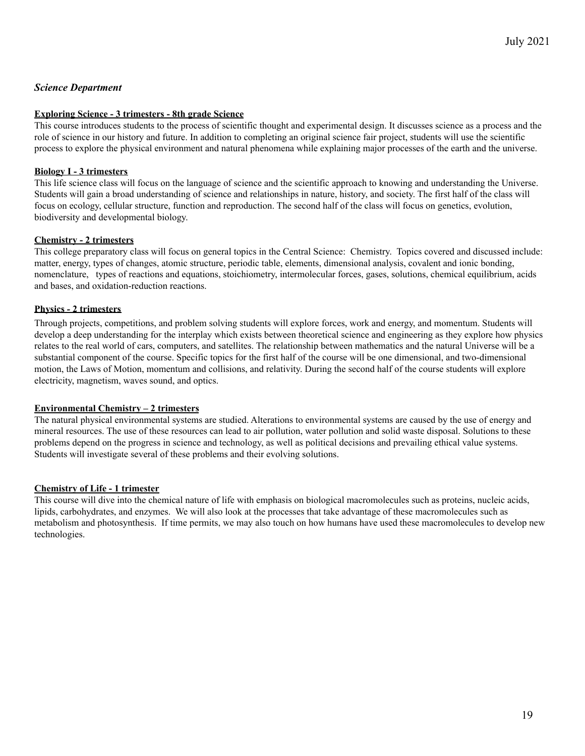## *Science Department*

### Exploring Science - 3 trimesters - 8th grade Science

This course introduces students to the process of scientific thought and experimental design. It discusses science as a process and the role of science in our history and future. In addition to completing an original science fair project, students will use the scientific process to explore the physical environment and natural phenomena while explaining major processes of the earth and the universe.

### Biology I - 3 trimesters

This life science class will focus on the language of science and the scientific approach to knowing and understanding the Universe. Students will gain a broad understanding of science and relationships in nature, history, and society. The first half of the class will focus on ecology, cellular structure, function and reproduction. The second half of the class will focus on genetics, evolution, biodiversity and developmental biology.

### Chemistry - 2 trimesters

This college preparatory class will focus on general topics in the Central Science: Chemistry. Topics covered and discussed include: matter, energy, types of changes, atomic structure, periodic table, elements, dimensional analysis, covalent and ionic bonding, nomenclature, types of reactions and equations, stoichiometry, intermolecular forces, gases, solutions, chemical equilibrium, acids and bases, and oxidation-reduction reactions.

### Physics - 2 trimesters

Through projects, competitions, and problem solving students will explore forces, work and energy, and momentum. Students will develop a deep understanding for the interplay which exists between theoretical science and engineering as they explore how physics relates to the real world of cars, computers, and satellites. The relationship between mathematics and the natural Universe will be a substantial component of the course. Specific topics for the first half of the course will be one dimensional, and two-dimensional motion, the Laws of Motion, momentum and collisions, and relativity. During the second half of the course students will explore electricity, magnetism, waves sound, and optics.

### Environmental Chemistry – 2 trimesters

The natural physical environmental systems are studied. Alterations to environmental systems are caused by the use of energy and mineral resources. The use of these resources can lead to air pollution, water pollution and solid waste disposal. Solutions to these problems depend on the progress in science and technology, as well as political decisions and prevailing ethical value systems. Students will investigate several of these problems and their evolving solutions.

### Chemistry of Life - 1 trimester

This course will dive into the chemical nature of life with emphasis on biological macromolecules such as proteins, nucleic acids, lipids, carbohydrates, and enzymes. We will also look at the processes that take advantage of these macromolecules such as metabolism and photosynthesis. If time permits, we may also touch on how humans have used these macromolecules to develop new technologies.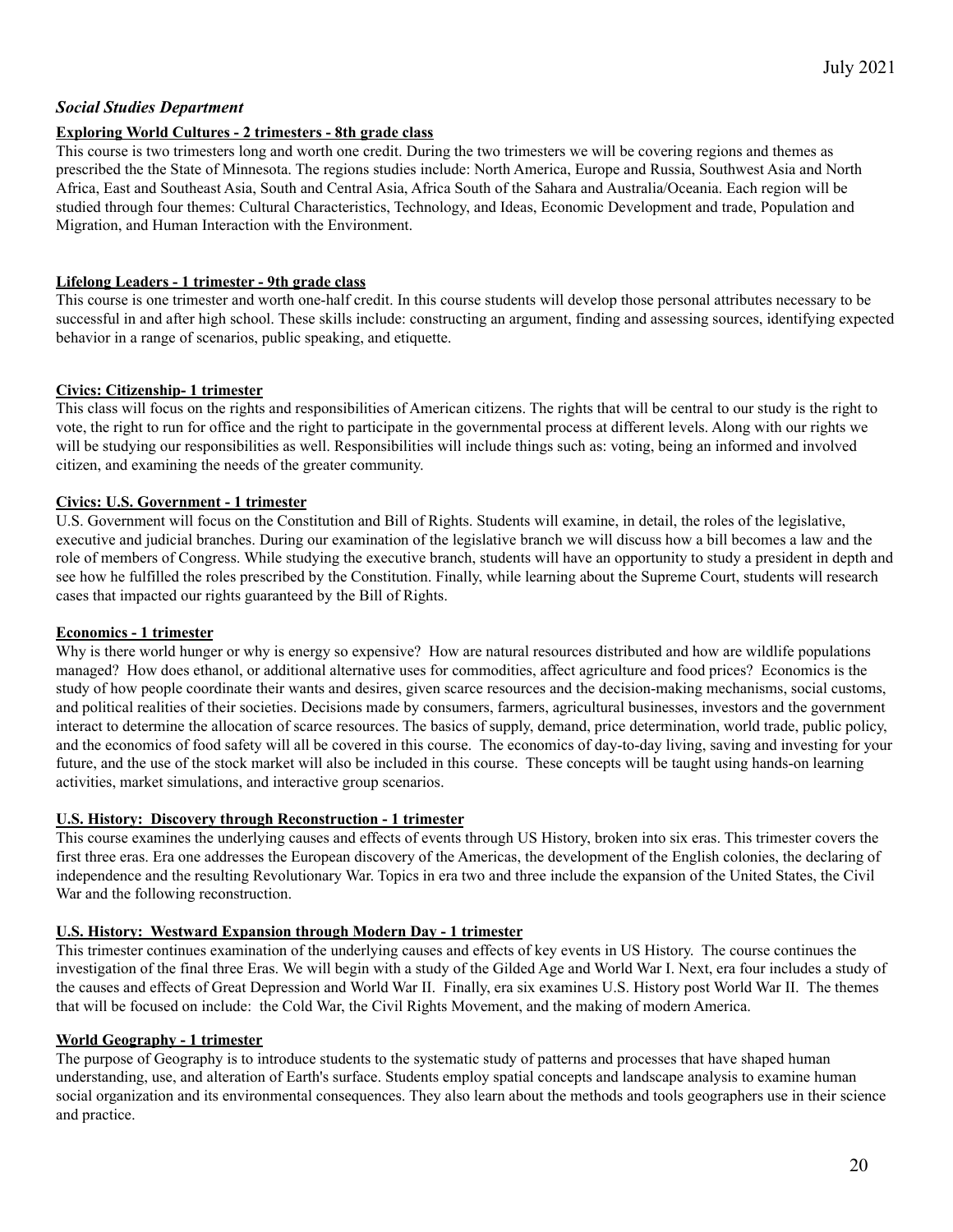### *Social Studies Department*

**Exploring World Cultures - 2 trimesters - 8th grade class**

This course is two trimesters long and worth one credit. During the two trimesters we will be covering regions and themes as prescribed the the State of Minnesota. The regions studies include: North America, Europe and Russia, Southwest Asia and North Africa, East and Southeast Asia, South and Central Asia, Africa South of the Sahara and Australia/Oceania. Each region will be studied through four themes: Cultural Characteristics, Technology, and Ideas, Economic Development and trade, Population and Migration, and Human Interaction with the Environment.

**Lifelong Leaders - 1 trimester - 9th grade class**

This course is one trimester and worth one-half credit. In this course students will develop those personal attributes necessary to be successful in and after high school. These skills include: constructing an argument, finding and assessing sources, identifying expected behavior in a range of scenarios, public speaking, and etiquette.

**Civics: Citizenship- 1 trimester**

This class will focus on the rights and responsibilities of American citizens. The rights that will be central to our study is the right to vote, the right to run for office and the right to participate in the governmental process at different levels. Along with our rights we will be studying our responsibilities as well. Responsibilities will include things such as: voting, being an informed and involved citizen, and examining the needs of the greater community.

**Civics: U.S. Government - 1 trimester**

U.S. Government will focus on the Constitution and Bill of Rights. Students will examine, in detail, the roles of the legislative, executive and judicial branches. During our examination of the legislative branch we will discuss how a bill becomes a law and the role of members of Congress. While studying the executive branch, students will have an opportunity to study a president in depth and see how he fulfilled the roles prescribed by the Constitution. Finally, while learning about the Supreme Court, students will research cases that impacted our rights guaranteed by the Bill of Rights.

**Economics - 1 trimester**

Why is there world hunger or why is energy so expensive? How are natural resources distributed and how are wildlife populations managed? How does ethanol, or additional alternative uses for commodities, affect agriculture and food prices? Economics is the study of how people coordinate their wants and desires, given scarce resources and the decision-making mechanisms, social customs, and political realities of their societies. Decisions made by consumers, farmers, agricultural businesses, investors and the government interact to determine the allocation of scarce resources. The basics of supply, demand, price determination, world trade, public policy, and the economics of food safety will all be covered in this course. The economics of day-to-day living, saving and investing for your future, and the use of the stock market will also be included in this course. These concepts will be taught using hands-on learning activities, market simulations, and interactive group scenarios.

**U.S. History: Discovery through Reconstruction - 1 trimester**

This course examines the underlying causes and effects of events through US History, broken into six eras. This trimester covers the first three eras. Era one addresses the European discovery of the Americas, the development of the English colonies, the declaring of independence and the resulting Revolutionary War. Topics in era two and three include the expansion of the United States, the Civil War and the following reconstruction.

**U.S. History: Westward Expansion through Modern Day - 1 trimester**

This trimester continues examination of the underlying causes and effects of key events in US History. The course continues the investigation of the final three Eras. We will begin with a study of the Gilded Age and World War I. Next, era four includes a study of the causes and effects of Great Depression and World War II. Finally, era six examines U.S. History post World War II. The themes that will be focused on include: the Cold War, the Civil Rights Movement, and the making of modern America.

**World Geography - 1 trimester**

The purpose of Geography is to introduce students to the systematic study of patterns and processes that have shaped human understanding, use, and alteration of Earth's surface. Students employ spatial concepts and landscape analysis to examine human social organization and its environmental consequences. They also learn about the methods and tools geographers use in their science and practice.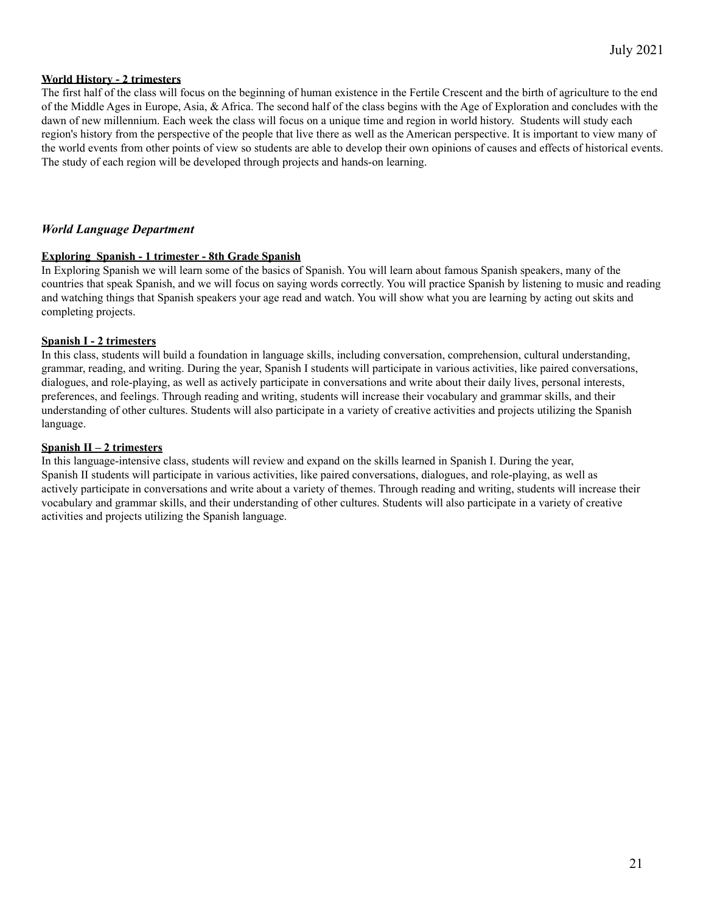**World History - 2 trimesters**

The first half of the class will focus on the beginning of human existence in the Fertile Crescent and the birth of agriculture to the end of the Middle Ages in Europe, Asia, & Africa. The second half of the class begins with the Age of Exploration and concludes with the dawn of new millennium. Each week the class will focus on a unique time and region in world history. Students will study each region's history from the perspective of the people that live there as well as the American perspective. It is important to view many of the world events from other points of view so students are able to develop their own opinions of causes and effects of historical events. The study of each region will be developed through projects and hands-on learning.

## *World Language Department*

**Exploring Spanish - 1 trimester - 8th Grade Spanish**

In Exploring Spanish we will learn some of the basics of Spanish. You will learn about famous Spanish speakers, many of the countries that speak Spanish, and we will focus on saying words correctly. You will practice Spanish by listening to music and reading and watching things that Spanish speakers your age read and watch. You will show what you are learning by acting out skits and completing projects.

**Spanish I - 2 trimesters**

In this class, students will build a foundation in language skills, including conversation, comprehension, cultural understanding, grammar, reading, and writing. During the year, Spanish I students will participate in various activities, like paired conversations, dialogues, and role-playing, as well as actively participate in conversations and write about their daily lives, personal interests, preferences, and feelings. Through reading and writing, students will increase their vocabulary and grammar skills, and their understanding of other cultures. Students will also participate in a variety of creative activities and projects utilizing the Spanish language.

**Spanish II – 2 trimesters**

In this language-intensive class, students will review and expand on the skills learned in Spanish I. During the year, Spanish II students will participate in various activities, like paired conversations, dialogues, and role-playing, as well as actively participate in conversations and write about a variety of themes. Through reading and writing, students will increase their vocabulary and grammar skills, and their understanding of other cultures. Students will also participate in a variety of creative activities and projects utilizing the Spanish language.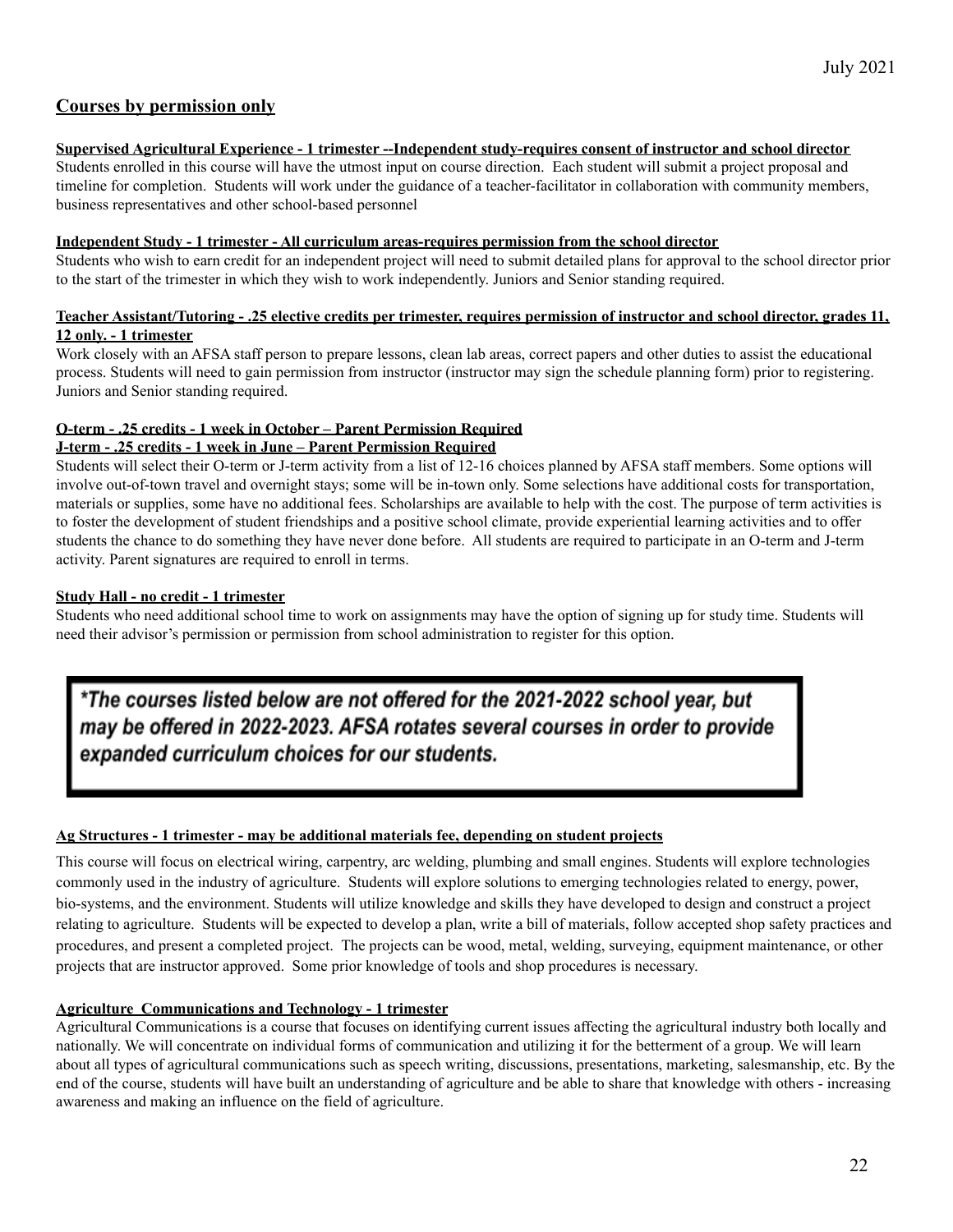## Courses by permission only

**Supervised Agricultural Experience - 1 trimester --Independent study-requires consent of instructor and school director**

Students enrolled in this course will have the utmost input on course direction. Each student will submit a project proposal and timeline for completion. Students will work under the guidance of a teacher-facilitator in collaboration with community members, business representatives and other school-based personnel

**Independent Study - 1 trimester - All curriculum areas-requires permission from the school director**

Students who wish to earn credit for an independent project will need to submit detailed plans for approval to the school director prior to the start of the trimester in which they wish to work independently. Juniors and Senior standing required.

**Teacher Assistant/Tutoring - .25 elective credits per trimester, requires permission of instructor and school director, grades 11, 12 only. - 1 trimester**

Work closely with an AFSA staff person to prepare lessons, clean lab areas, correct papers and other duties to assist the educational process. Students will need to gain permission from instructor (instructor may sign the schedule planning form) prior to registering. Juniors and Senior standing required.

**O-term - .25 credits - 1 week in October – Parent Permission Required**

**J-term - .25 credits - 1 week in June – Parent Permission Required**

Students will select their O-term or J-term activity from a list of 12-16 choices planned by AFSA staff members. Some options will involve out-of-town travel and overnight stays; some will be in-town only. Some selections have additional costs for transportation, materials or supplies, some have no additional fees. Scholarships are available to help with the cost. The purpose of term activities is to foster the development of student friendships and a positive school climate, provide experiential learning activities and to offer students the chance to do something they have never done before. All students are required to participate in an O-term and J-term activity. Parent signatures are required to enroll in terms.

**Study Hall - no credit - 1 trimester**

Students who need additional school time to work on assignments may have the option of signing up for study time. Students will need their advisor's permission or permission from school administration to register for this option.

***The courses listed below are not offered for the 2021-2022 school year, but may be offered in 2022-2023. AFSA rotates several courses in order to provide expanded curriculum choices for our students.***

**Ag Structures - 1 trimester - may be additional materials fee, depending on student projects**

This course will focus on electrical wiring, carpentry, arc welding, plumbing and small engines. Students will explore technologies commonly used in the industry of agriculture. Students will explore solutions to emerging technologies related to energy, power, bio-systems, and the environment. Students will utilize knowledge and skills they have developed to design and construct a project relating to agriculture. Students will be expected to develop a plan, write a bill of materials, follow accepted shop safety practices and procedures, and present a completed project. The projects can be wood, metal, welding, surveying, equipment maintenance, or other projects that are instructor approved. Some prior knowledge of tools and shop procedures is necessary.

**Agriculture Communications and Technology - 1 trimester**

Agricultural Communications is a course that focuses on identifying current issues affecting the agricultural industry both locally and nationally. We will concentrate on individual forms of communication and utilizing it for the betterment of a group. We will learn about all types of agricultural communications such as speech writing, discussions, presentations, marketing, salesmanship, etc. By the end of the course, students will have built an understanding of agriculture and be able to share that knowledge with others - increasing awareness and making an influence on the field of agriculture.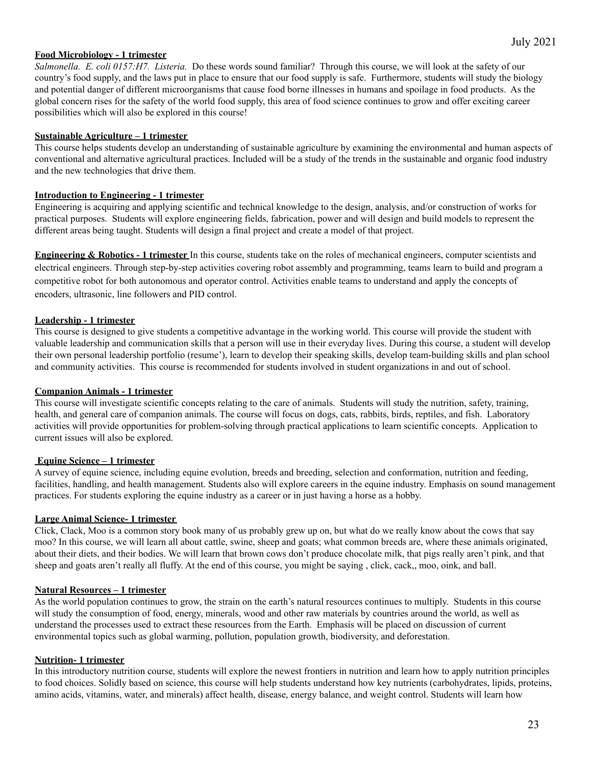**Food Microbiology - 1 trimester**

*Salmonella. E. coli 0157:H7. Listeria.* Do these words sound familiar? Through this course, we will look at the safety of our country's food supply, and the laws put in place to ensure that our food supply is safe. Furthermore, students will study the biology and potential danger of different microorganisms that cause food borne illnesses in humans and spoilage in food products. As the global concern rises for the safety of the world food supply, this area of food science continues to grow and offer exciting career possibilities which will also be explored in this course!

**Sustainable Agriculture – 1 trimester**

This course helps students develop an understanding of sustainable agriculture by examining the environmental and human aspects of conventional and alternative agricultural practices. Included will be a study of the trends in the sustainable and organic food industry and the new technologies that drive them.

**Introduction to Engineering - 1 trimester**

Engineering is acquiring and applying scientific and technical knowledge to the design, analysis, and/or construction of works for practical purposes. Students will explore engineering fields, fabrication, power and will design and build models to represent the different areas being taught. Students will design a final project and create a model of that project.

**Engineering & Robotics - 1 trimester** In this course, students take on the roles of mechanical engineers, computer scientists and electrical engineers. Through step-by-step activities covering robot assembly and programming, teams learn to build and program a competitive robot for both autonomous and operator control. Activities enable teams to understand and apply the concepts of encoders, ultrasonic, line followers and PID control.

**Leadership - 1 trimester**

This course is designed to give students a competitive advantage in the working world. This course will provide the student with valuable leadership and communication skills that a person will use in their everyday lives. During this course, a student will develop their own personal leadership portfolio (resume'), learn to develop their speaking skills, develop team-building skills and plan school and community activities. This course is recommended for students involved in student organizations in and out of school.

**Companion Animals - 1 trimester**

This course will investigate scientific concepts relating to the care of animals. Students will study the nutrition, safety, training, health, and general care of companion animals. The course will focus on dogs, cats, rabbits, birds, reptiles, and fish. Laboratory activities will provide opportunities for problem-solving through practical applications to learn scientific concepts. Application to current issues will also be explored.

**Equine Science – 1 trimester**

A survey of equine science, including equine evolution, breeds and breeding, selection and conformation, nutrition and feeding, facilities, handling, and health management. Students also will explore careers in the equine industry. Emphasis on sound management practices. For students exploring the equine industry as a career or in just having a horse as a hobby.

**Large Animal Science- 1 trimester**

Click, Clack, Moo is a common story book many of us probably grew up on, but what do we really know about the cows that say moo? In this course, we will learn all about cattle, swine, sheep and goats; what common breeds are, where these animals originated, about their diets, and their bodies. We will learn that brown cows don't produce chocolate milk, that pigs really aren't pink, and that sheep and goats aren't really all fluffy. At the end of this course, you might be saying , click, cack,, moo, oink, and baa.

**Natural Resources – 1 trimester**

As the world population continues to grow, the strain on the earth's natural resources continues to multiply. Students in this course will study the consumption of food, energy, minerals, wood and other raw materials by countries around the world, as well as understand the processes used to extract these resources from the Earth. Emphasis will be placed on discussion of current environmental topics such as global warming, pollution, population growth, biodiversity, and deforestation.

**Nutrition- 1 trimester**

In this introductory nutrition course, students will explore the newest frontiers in nutrition and learn how to apply nutrition principles to food choices. Solidly based on science, this course will help students understand how key nutrients (carbohydrates, lipids, proteins, amino acids, vitamins, water, and minerals) affect health, disease, energy balance, and weight control. Students will learn how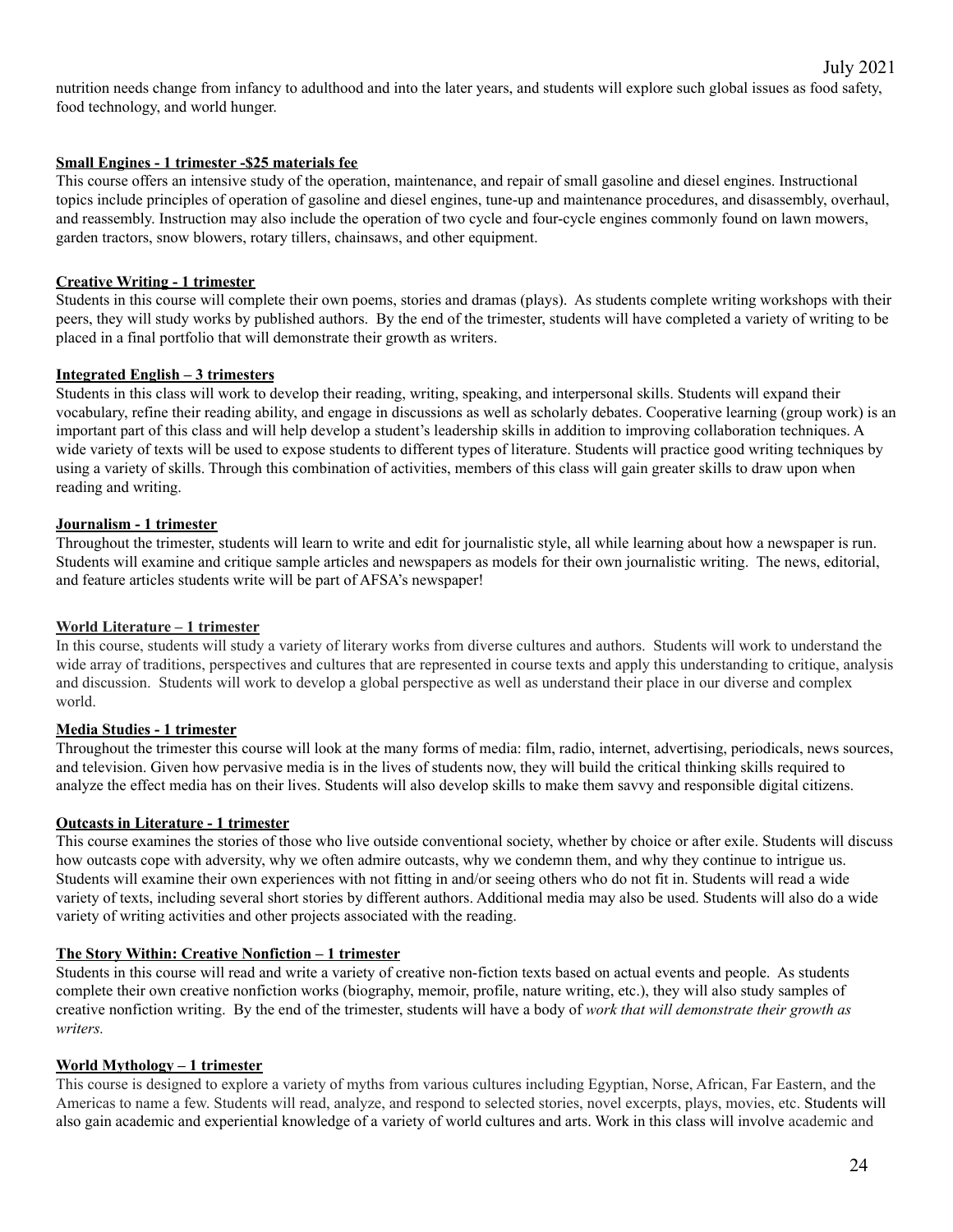nutrition needs change from infancy to adulthood and into the later years, and students will explore such global issues as food safety, food technology, and world hunger.

**Small Engines - 1 trimester -$25 materials fee**

This course offers an intensive study of the operation, maintenance, and repair of small gasoline and diesel engines. Instructional topics include principles of operation of gasoline and diesel engines, tune-up and maintenance procedures, and disassembly, overhaul, and reassembly. Instruction may also include the operation of two cycle and four-cycle engines commonly found on lawn mowers, garden tractors, snow blowers, rotary tillers, chainsaws, and other equipment.

**Creative Writing - 1 trimester**

Students in this course will complete their own poems, stories and dramas (plays). As students complete writing workshops with their peers, they will study works by published authors. By the end of the trimester, students will have completed a variety of writing to be placed in a final portfolio that will demonstrate their growth as writers.

**Integrated English – 3 trimesters**

Students in this class will work to develop their reading, writing, speaking, and interpersonal skills. Students will expand their vocabulary, refine their reading ability, and engage in discussions as well as scholarly debates. Cooperative learning (group work) is an important part of this class and will help develop a student's leadership skills in addition to improving collaboration techniques. A wide variety of texts will be used to expose students to different types of literature. Students will practice good writing techniques by using a variety of skills. Through this combination of activities, members of this class will gain greater skills to draw upon when reading and writing.

**Journalism - 1 trimester**

Throughout the trimester, students will learn to write and edit for journalistic style, all while learning about how a newspaper is run. Students will examine and critique sample articles and newspapers as models for their own journalistic writing. The news, editorial, and feature articles students write will be part of AFSA's newspaper!

**World Literature – 1 trimester**

In this course, students will study a variety of literary works from diverse cultures and authors. Students will work to understand the wide array of traditions, perspectives and cultures that are represented in course texts and apply this understanding to critique, analysis and discussion. Students will work to develop a global perspective as well as understand their place in our diverse and complex world.

**Media Studies - 1 trimester**

Throughout the trimester this course will look at the many forms of media: film, radio, internet, advertising, periodicals, news sources, and television. Given how pervasive media is in the lives of students now, they will build the critical thinking skills required to analyze the effect media has on their lives. Students will also develop skills to make them savvy and responsible digital citizens.

**Outcasts in Literature - 1 trimester**

This course examines the stories of those who live outside conventional society, whether by choice or after exile. Students will discuss how outcasts cope with adversity, why we often admire outcasts, why we condemn them, and why they continue to intrigue us. Students will examine their own experiences with not fitting in and/or seeing others who do not fit in. Students will read a wide variety of texts, including several short stories by different authors. Additional media may also be used. Students will also do a wide variety of writing activities and other projects associated with the reading.

**The Story Within: Creative Nonfiction – 1 trimester**

Students in this course will read and write a variety of creative non-fiction texts based on actual events and people. As students complete their own creative nonfiction works (biography, memoir, profile, nature writing, etc.), they will also study samples of creative nonfiction writing. By the end of the trimester, students will have a body of *work that will demonstrate their growth as writers.*

**World Mythology – 1 trimester**

This course is designed to explore a variety of myths from various cultures including Egyptian, Norse, African, Far Eastern, and the Americas to name a few. Students will read, analyze, and respond to selected stories, novel excerpts, plays, movies, etc. Students will also gain academic and experiential knowledge of a variety of world cultures and arts. Work in this class will involve academic and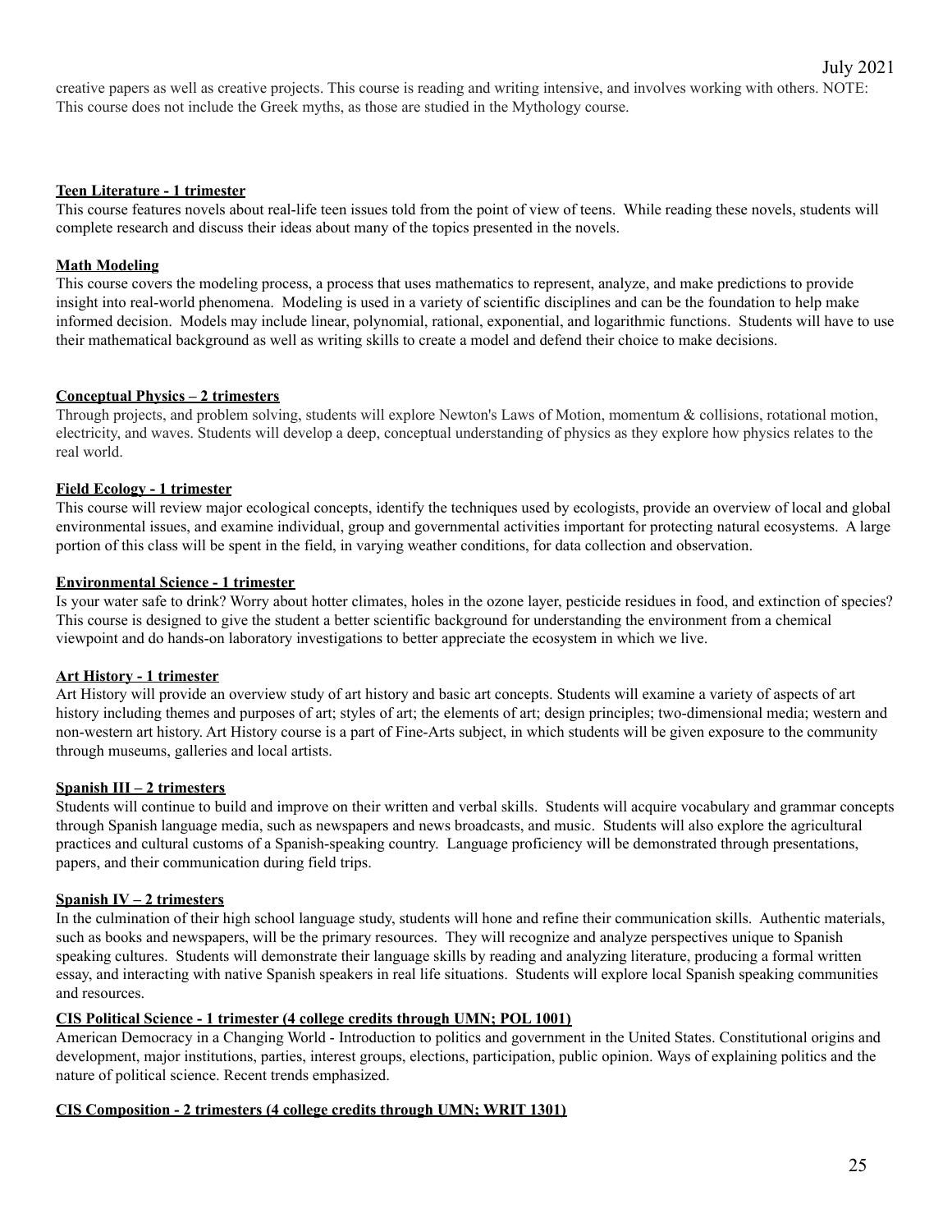creative papers as well as creative projects. This course is reading and writing intensive, and involves working with others. NOTE: This course does not include the Greek myths, as those are studied in the Mythology course.

**Teen Literature - 1 trimester**

This course features novels about real-life teen issues told from the point of view of teens. While reading these novels, students will complete research and discuss their ideas about many of the topics presented in the novels.

**Math Modeling**

This course covers the modeling process, a process that uses mathematics to represent, analyze, and make predictions to provide insight into real-world phenomena. Modeling is used in a variety of scientific disciplines and can be the foundation to help make informed decision. Models may include linear, polynomial, rational, exponential, and logarithmic functions. Students will have to use their mathematical background as well as writing skills to create a model and defend their choice to make decisions.

**Conceptual Physics – 2 trimesters**

Through projects, and problem solving, students will explore Newton's Laws of Motion, momentum & collisions, rotational motion, electricity, and waves. Students will develop a deep, conceptual understanding of physics as they explore how physics relates to the real world.

**Field Ecology - 1 trimester**

This course will review major ecological concepts, identify the techniques used by ecologists, provide an overview of local and global environmental issues, and examine individual, group and governmental activities important for protecting natural ecosystems. A large portion of this class will be spent in the field, in varying weather conditions, for data collection and observation.

**Environmental Science - 1 trimester**

Is your water safe to drink? Worry about hotter climates, holes in the ozone layer, pesticide residues in food, and extinction of species? This course is designed to give the student a better scientific background for understanding the environment from a chemical viewpoint and do hands-on laboratory investigations to better appreciate the ecosystem in which we live.

**Art History - 1 trimester**

Art History will provide an overview study of art history and basic art concepts. Students will examine a variety of aspects of art history including themes and purposes of art; styles of art; the elements of art; design principles; two-dimensional media; western and non-western art history. Art History course is a part of Fine-Arts subject, in which students will be given exposure to the community through museums, galleries and local artists.

**Spanish III – 2 trimesters**

Students will continue to build and improve on their written and verbal skills. Students will acquire vocabulary and grammar concepts through Spanish language media, such as newspapers and news broadcasts, and music. Students will also explore the agricultural practices and cultural customs of a Spanish-speaking country. Language proficiency will be demonstrated through presentations, papers, and their communication during field trips.

**Spanish IV – 2 trimesters**

In the culmination of their high school language study, students will hone and refine their communication skills. Authentic materials, such as books and newspapers, will be the primary resources. They will recognize and analyze perspectives unique to Spanish speaking cultures. Students will demonstrate their language skills by reading and analyzing literature, producing a formal written essay, and interacting with native Spanish speakers in real life situations. Students will explore local Spanish speaking communities and resources.

**CIS Political Science - 1 trimester (4 college credits through UMN; POL 1001)**

American Democracy in a Changing World - Introduction to politics and government in the United States. Constitutional origins and development, major institutions, parties, interest groups, elections, participation, public opinion. Ways of explaining politics and the nature of political science. Recent trends emphasized.

**CIS Composition - 2 trimesters (4 college credits through UMN; WRIT 1301)**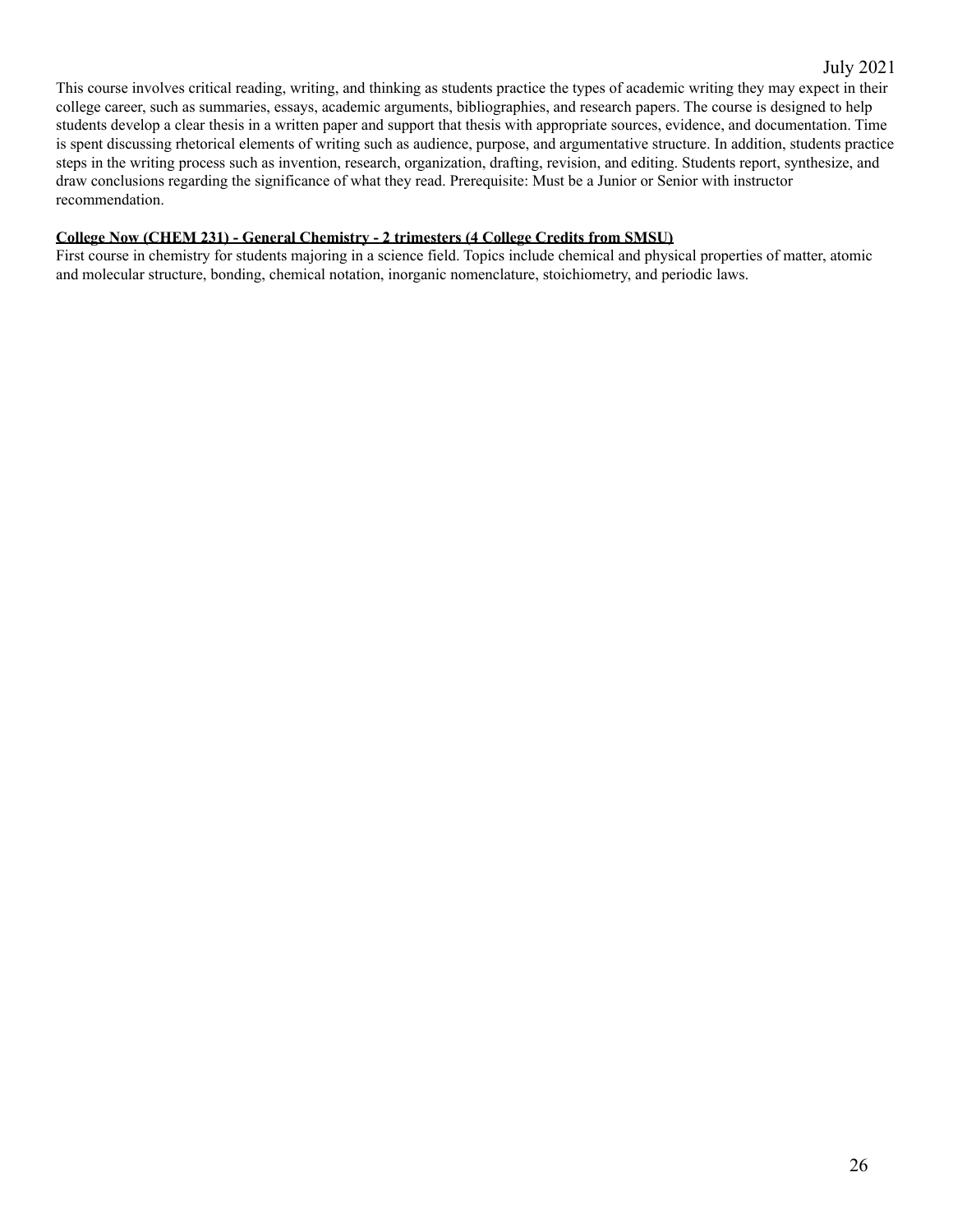This course involves critical reading, writing, and thinking as students practice the types of academic writing they may expect in their college career, such as summaries, essays, academic arguments, bibliographies, and research papers. The course is designed to help students develop a clear thesis in a written paper and support that thesis with appropriate sources, evidence, and documentation. Time is spent discussing rhetorical elements of writing such as audience, purpose, and argumentative structure. In addition, students practice steps in the writing process such as invention, research, organization, drafting, revision, and editing. Students report, synthesize, and draw conclusions regarding the significance of what they read. Prerequisite: Must be a Junior or Senior with instructor recommendation.

**College Now (CHEM 231) - General Chemistry - 2 trimesters (4 College Credits from SMSU)**

First course in chemistry for students majoring in a science field. Topics include chemical and physical properties of matter, atomic and molecular structure, bonding, chemical notation, inorganic nomenclature, stoichiometry, and periodic laws.